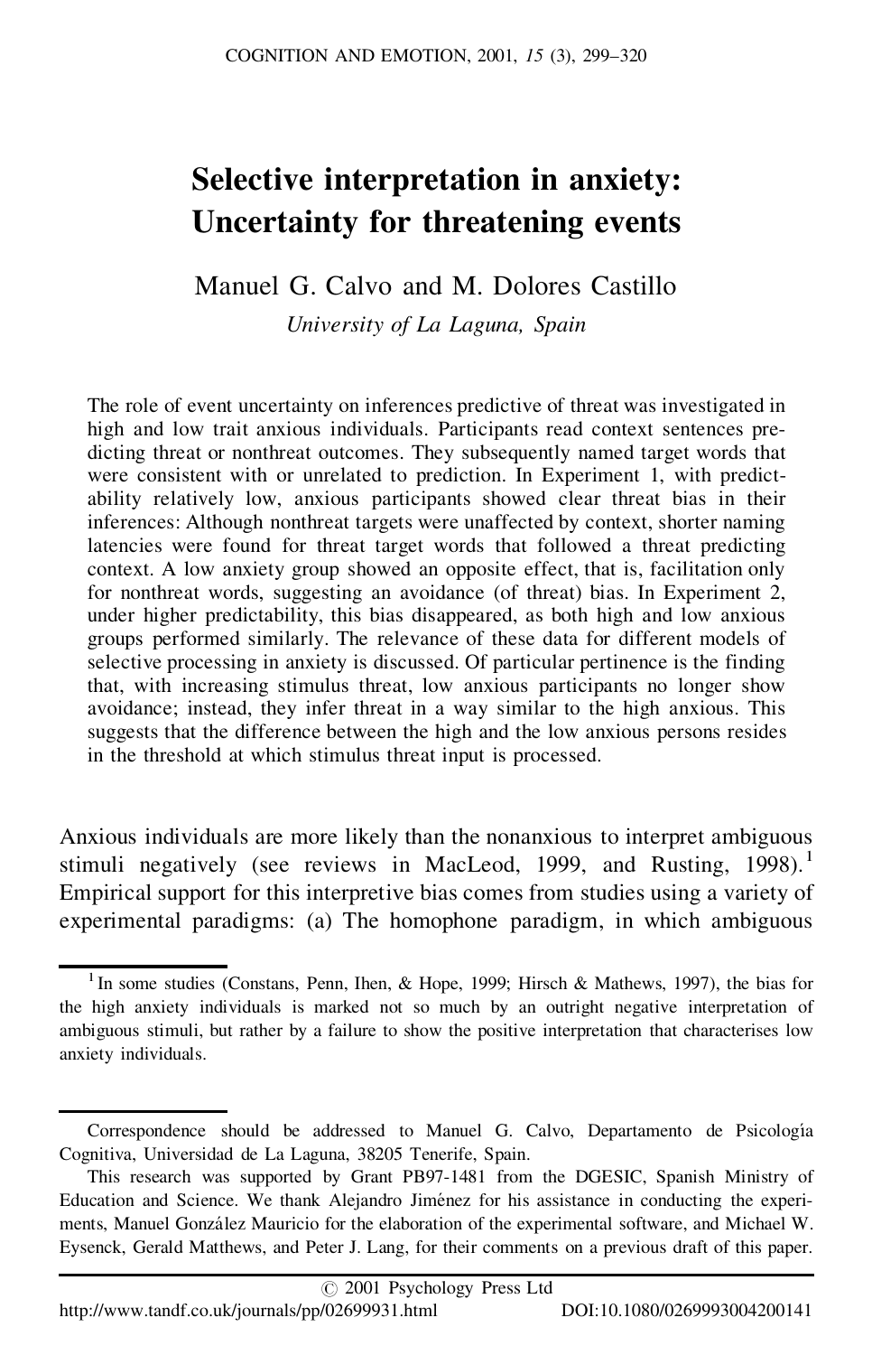# Selective interpretation in anxiety: Uncertainty for threatening events

Manuel G. Calvo and M. Dolores Castillo

*University of La Laguna, Spain*

The role of event uncertainty on inferences predictive of threat was investigated in high and low trait anxious individuals. Participants read context sentences predicting threat or nonthreat outcomes. They subsequently named target words that were consistent with or unrelated to prediction. In Experiment 1, with predictability relatively low, anxious participants showed clear threat bias in their inferences: Although nonthreat targets were unaffected by context, shorter naming latencies were found for threat target words that followed a threat predicting context. A low anxiety group showed an opposite effect, that is, facilitation only for nonthreat words, suggesting an avoidance (of threat) bias. In Experiment 2, under higher predictability, this bias disappeared, as both high and low anxious groups performed similarly. The relevance of these data for different models of selective processing in anxiety is discussed. Of particular pertinence is the finding that, with increasing stimulus threat, low anxious participants no longer show avoidance; instead, they infer threat in a way similar to the high anxious. This suggests that the difference between the high and the low anxious persons resides in the threshold at which stimulus threat input is processed.

Anxious individuals are more likely than the nonanxious to interpret ambiguous stimuli negatively (see reviews in MacLeod, 1999, and Rusting, 1998).[1] Empirical support for this interpretive bias comes from studies using a variety of experimental paradigms: (a) The homophone paradigm, in which ambiguous

[1] In some studies (Constans, Penn, Ihen, & Hope, 1999; Hirsch & Mathews, 1997), the bias for the high anxiety individuals is marked not so much by an outright negative interpretation of ambiguous stimuli, but rather by a failure to show the positive interpretation that characterises low anxiety individuals.

Correspondence should be addressed to Manuel G. Calvo, Departamento de Psicología Cognitiva, Universidad de La Laguna, 38205 Tenerife, Spain.

This research was supported by Grant PB97-1481 from the DGESIC, Spanish Ministry of Education and Science. We thank Alejandro Jiménez for his assistance in conducting the experiments, Manuel González Mauricio for the elaboration of the experimental software, and Michael W. Eysenck, Gerald Matthews, and Peter J. Lang, for their comments on a previous draft of this paper.

© 2001 Psychology Press Ltd

http://www.tandf.co.uk/journals/pp/02699931.html DOI:10.1080/0269993004200141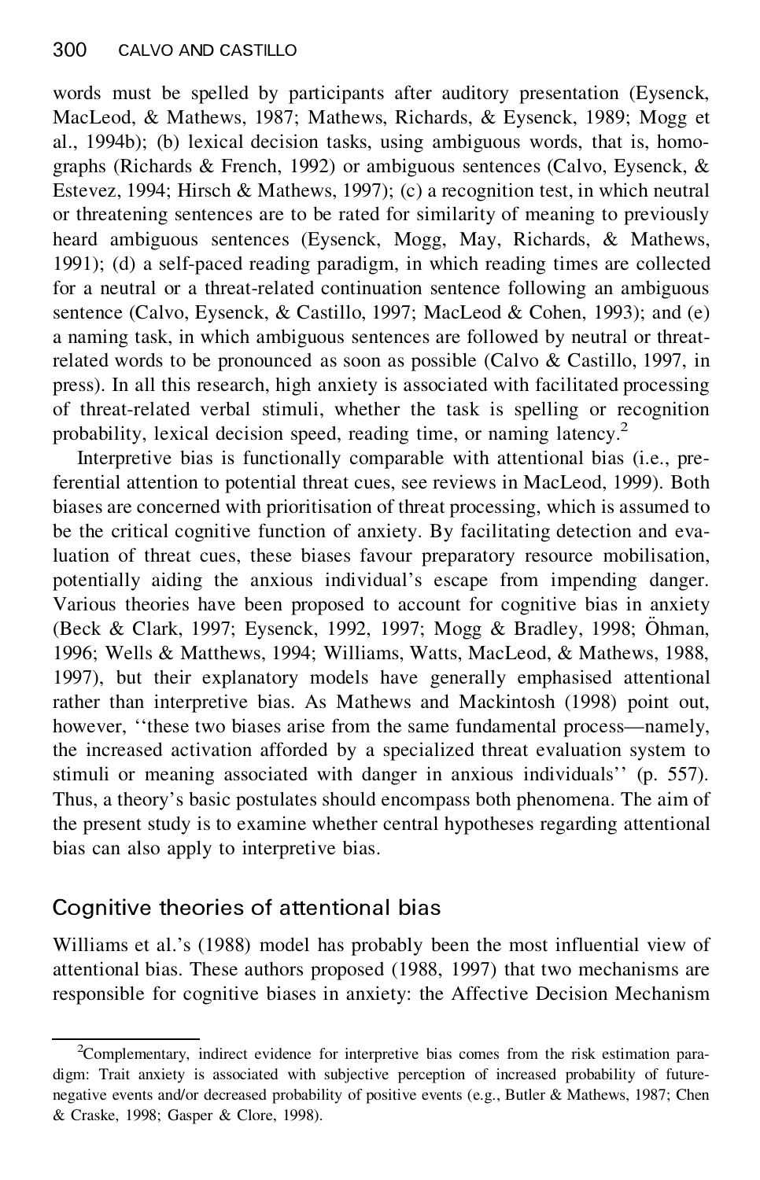words must be spelled by participants after auditory presentation (Eysenck, MacLeod, & Mathews, 1987; Mathews, Richards, & Eysenck, 1989; Mogg et al., 1994b); (b) lexical decision tasks, using ambiguous words, that is, homographs (Richards & French, 1992) or ambiguous sentences (Calvo, Eysenck, & Estevez, 1994; Hirsch & Mathews, 1997); (c) a recognition test, in which neutral or threatening sentences are to be rated for similarity of meaning to previously heard ambiguous sentences (Eysenck, Mogg, May, Richards, & Mathews, 1991); (d) a self-paced reading paradigm, in which reading times are collected for a neutral or a threat-related continuation sentence following an ambiguous sentence (Calvo, Eysenck, & Castillo, 1997; MacLeod & Cohen, 1993); and (e) a naming task, in which ambiguous sentences are followed by neutral or threat-related words to be pronounced as soon as possible (Calvo & Castillo, 1997, in press). In all this research, high anxiety is associated with facilitated processing of threat-related verbal stimuli, whether the task is spelling or recognition probability, lexical decision speed, reading time, or naming latency.[2]

Interpretive bias is functionally comparable with attentional bias (i.e., preferential attention to potential threat cues, see reviews in MacLeod, 1999). Both biases are concerned with prioritisation of threat processing, which is assumed to be the critical cognitive function of anxiety. By facilitating detection and evaluation of threat cues, these biases favour preparatory resource mobilisation, potentially aiding the anxious individual's escape from impending danger. Various theories have been proposed to account for cognitive bias in anxiety (Beck & Clark, 1997; Eysenck, 1992, 1997; Mogg & Bradley, 1998; Öhman, 1996; Wells & Matthews, 1994; Williams, Watts, MacLeod, & Mathews, 1988, 1997), but their explanatory models have generally emphasised attentional rather than interpretive bias. As Mathews and Mackintosh (1998) point out, however, ''these two biases arise from the same fundamental process—namely, the increased activation afforded by a specialized threat evaluation system to stimuli or meaning associated with danger in anxious individuals'' (p. 557). Thus, a theory's basic postulates should encompass both phenomena. The aim of the present study is to examine whether central hypotheses regarding attentional bias can also apply to interpretive bias.

## Cognitive theories of attentional bias

Williams et al.'s (1988) model has probably been the most influential view of attentional bias. These authors proposed (1988, 1997) that two mechanisms are responsible for cognitive biases in anxiety: the Affective Decision Mechanism

---

[2]Complementary, indirect evidence for interpretive bias comes from the risk estimation paradigm: Trait anxiety is associated with subjective perception of increased probability of future-negative events and/or decreased probability of positive events (e.g., Butler & Mathews, 1987; Chen & Craske, 1998; Gasper & Clore, 1998).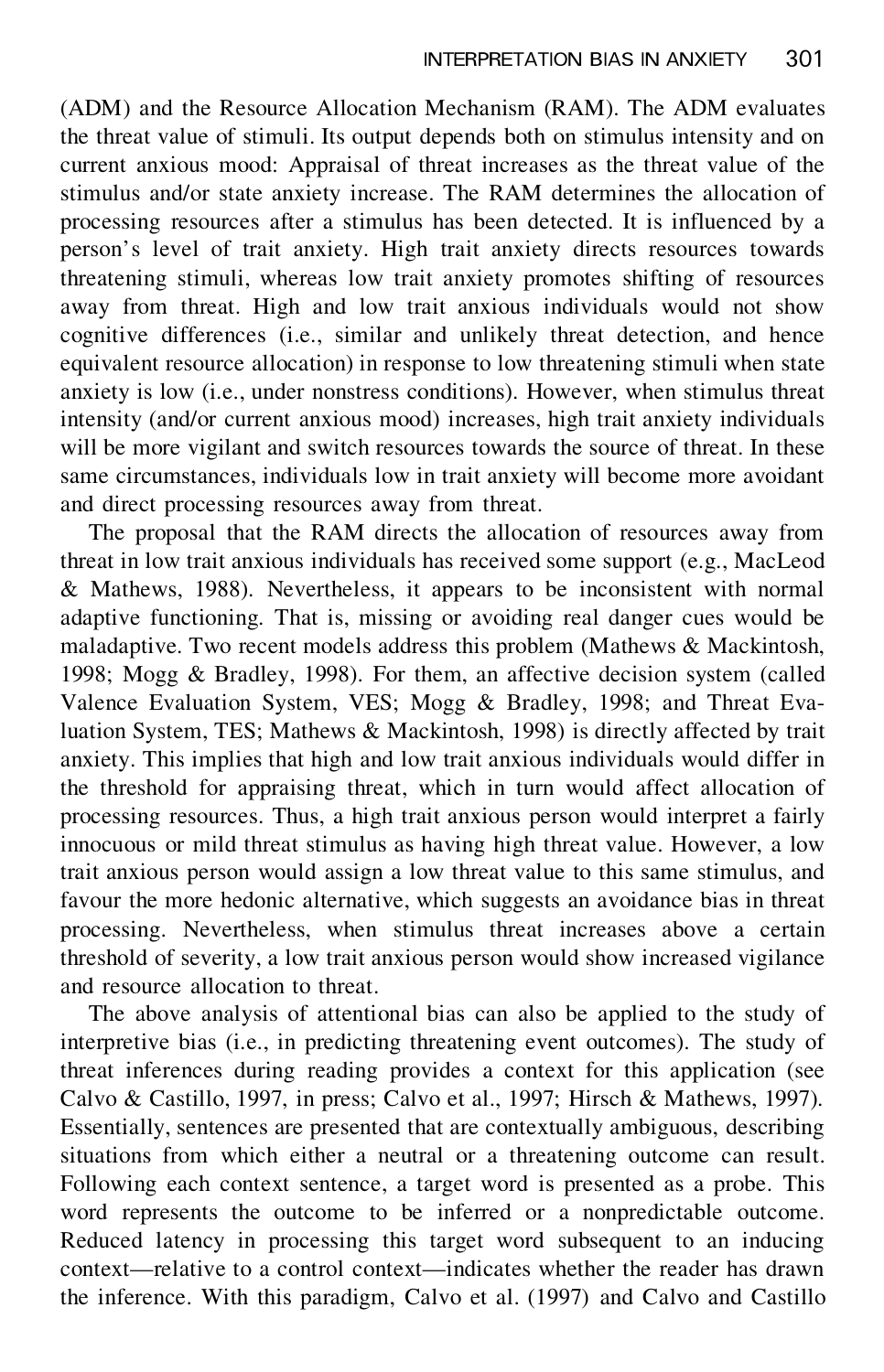(ADM) and the Resource Allocation Mechanism (RAM). The ADM evaluates the threat value of stimuli. Its output depends both on stimulus intensity and on current anxious mood: Appraisal of threat increases as the threat value of the stimulus and/or state anxiety increase. The RAM determines the allocation of processing resources after a stimulus has been detected. It is influenced by a person's level of trait anxiety. High trait anxiety directs resources towards threatening stimuli, whereas low trait anxiety promotes shifting of resources away from threat. High and low trait anxious individuals would not show cognitive differences (i.e., similar and unlikely threat detection, and hence equivalent resource allocation) in response to low threatening stimuli when state anxiety is low (i.e., under nonstress conditions). However, when stimulus threat intensity (and/or current anxious mood) increases, high trait anxiety individuals will be more vigilant and switch resources towards the source of threat. In these same circumstances, individuals low in trait anxiety will become more avoidant and direct processing resources away from threat.

The proposal that the RAM directs the allocation of resources away from threat in low trait anxious individuals has received some support (e.g., MacLeod & Mathews, 1988). Nevertheless, it appears to be inconsistent with normal adaptive functioning. That is, missing or avoiding real danger cues would be maladaptive. Two recent models address this problem (Mathews & Mackintosh, 1998; Mogg & Bradley, 1998). For them, an affective decision system (called Valence Evaluation System, VES; Mogg & Bradley, 1998; and Threat Evaluation System, TES; Mathews & Mackintosh, 1998) is directly affected by trait anxiety. This implies that high and low trait anxious individuals would differ in the threshold for appraising threat, which in turn would affect allocation of processing resources. Thus, a high trait anxious person would interpret a fairly innocuous or mild threat stimulus as having high threat value. However, a low trait anxious person would assign a low threat value to this same stimulus, and favour the more hedonic alternative, which suggests an avoidance bias in threat processing. Nevertheless, when stimulus threat increases above a certain threshold of severity, a low trait anxious person would show increased vigilance and resource allocation to threat.

The above analysis of attentional bias can also be applied to the study of interpretive bias (i.e., in predicting threatening event outcomes). The study of threat inferences during reading provides a context for this application (see Calvo & Castillo, 1997, in press; Calvo et al., 1997; Hirsch & Mathews, 1997). Essentially, sentences are presented that are contextually ambiguous, describing situations from which either a neutral or a threatening outcome can result. Following each context sentence, a target word is presented as a probe. This word represents the outcome to be inferred or a nonpredictable outcome. Reduced latency in processing this target word subsequent to an inducing context—relative to a control context—indicates whether the reader has drawn the inference. With this paradigm, Calvo et al. (1997) and Calvo and Castillo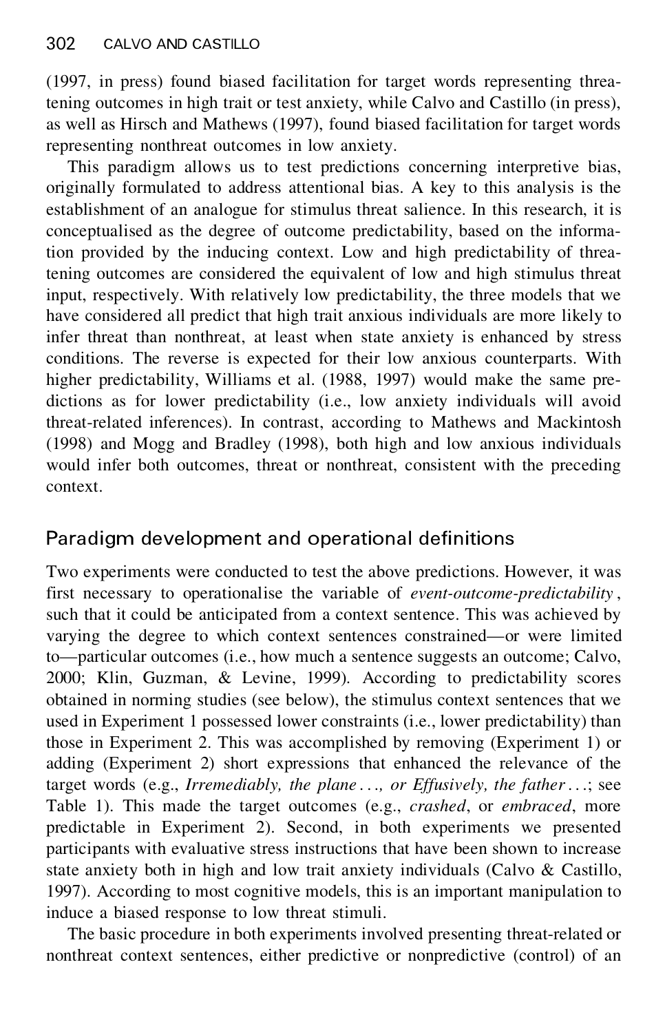(1997, in press) found biased facilitation for target words representing threatening outcomes in high trait or test anxiety, while Calvo and Castillo (in press), as well as Hirsch and Mathews (1997), found biased facilitation for target words representing nonthreat outcomes in low anxiety.

This paradigm allows us to test predictions concerning interpretive bias, originally formulated to address attentional bias. A key to this analysis is the establishment of an analogue for stimulus threat salience. In this research, it is conceptualised as the degree of outcome predictability, based on the information provided by the inducing context. Low and high predictability of threatening outcomes are considered the equivalent of low and high stimulus threat input, respectively. With relatively low predictability, the three models that we have considered all predict that high trait anxious individuals are more likely to infer threat than nonthreat, at least when state anxiety is enhanced by stress conditions. The reverse is expected for their low anxious counterparts. With higher predictability, Williams et al. (1988, 1997) would make the same predictions as for lower predictability (i.e., low anxiety individuals will avoid threat-related inferences). In contrast, according to Mathews and Mackintosh (1998) and Mogg and Bradley (1998), both high and low anxious individuals would infer both outcomes, threat or nonthreat, consistent with the preceding context.

## Paradigm development and operational definitions

Two experiments were conducted to test the above predictions. However, it was first necessary to operationalise the variable of *event-outcome-predictability*, such that it could be anticipated from a context sentence. This was achieved by varying the degree to which context sentences constrained—or were limited to—particular outcomes (i.e., how much a sentence suggests an outcome; Calvo, 2000; Klin, Guzman, & Levine, 1999). According to predictability scores obtained in norming studies (see below), the stimulus context sentences that we used in Experiment 1 possessed lower constraints (i.e., lower predictability) than those in Experiment 2. This was accomplished by removing (Experiment 1) or adding (Experiment 2) short expressions that enhanced the relevance of the target words (e.g., *Irremediably, the plane . . ., or Effusively, the father . . .*; see Table 1). This made the target outcomes (e.g., *crashed*, or *embraced*, more predictable in Experiment 2). Second, in both experiments we presented participants with evaluative stress instructions that have been shown to increase state anxiety both in high and low trait anxiety individuals (Calvo & Castillo, 1997). According to most cognitive models, this is an important manipulation to induce a biased response to low threat stimuli.

The basic procedure in both experiments involved presenting threat-related or nonthreat context sentences, either predictive or nonpredictive (control) of an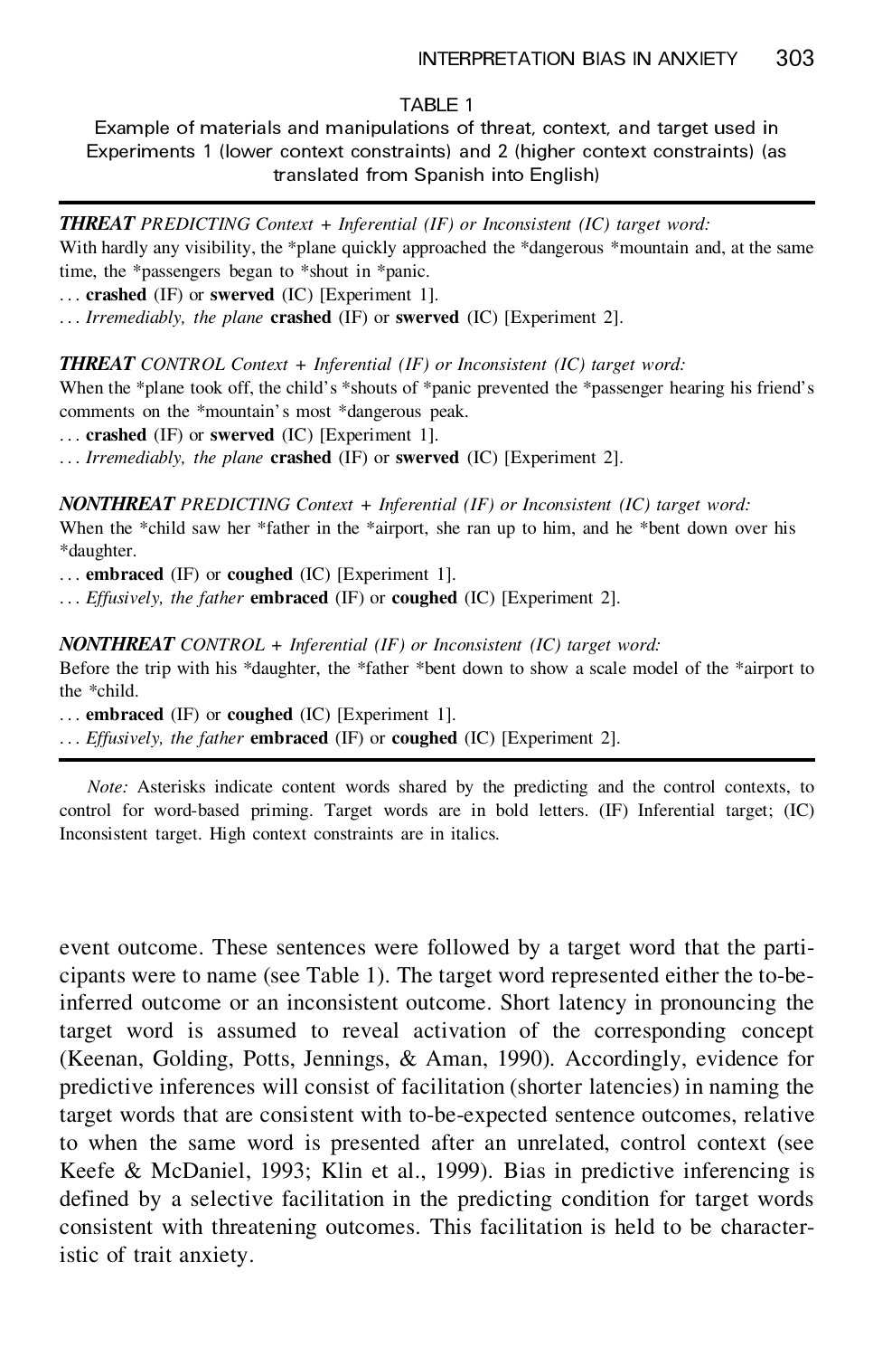TABLE 1

Example of materials and manipulations of threat, context, and target used in Experiments 1 (lower context constraints) and 2 (higher context constraints) (as translated from Spanish into English)

***THREAT** PREDICTING Context + Inferential (IF) or Inconsistent (IC) target word:*

With hardly any visibility, the *plane quickly approached the *dangerous *mountain and, at the same time, the *passengers began to *shout in *panic.

. . . **crashed** (IF) or **swerved** (IC) [Experiment 1].

. . . *Irremediably, the plane* **crashed** (IF) or **swerved** (IC) [Experiment 2].

***THREAT** CONTROL Context + Inferential (IF) or Inconsistent (IC) target word:*

When the *plane took off, the child's *shouts of *panic prevented the *passenger hearing his friend's comments on the *mountain's most *dangerous peak.

. . . **crashed** (IF) or **swerved** (IC) [Experiment 1].

. . . *Irremediably, the plane* **crashed** (IF) or **swerved** (IC) [Experiment 2].

***NONTHREAT** PREDICTING Context + Inferential (IF) or Inconsistent (IC) target word:*

When the *child saw her *father in the *airport, she ran up to him, and he *bent down over his *daughter.

. . . **embraced** (IF) or **coughed** (IC) [Experiment 1].

. . . *Effusively, the father* **embraced** (IF) or **coughed** (IC) [Experiment 2].

***NONTHREAT** CONTROL + Inferential (IF) or Inconsistent (IC) target word:*

Before the trip with his *daughter, the *father *bent down to show a scale model of the *airport to the *child.

. . . **embraced** (IF) or **coughed** (IC) [Experiment 1].

. . . *Effusively, the father* **embraced** (IF) or **coughed** (IC) [Experiment 2].

*Note:* Asterisks indicate content words shared by the predicting and the control contexts, to control for word-based priming. Target words are in bold letters. (IF) Inferential target; (IC) Inconsistent target. High context constraints are in italics.

event outcome. These sentences were followed by a target word that the participants were to name (see Table 1). The target word represented either the to-be-inferred outcome or an inconsistent outcome. Short latency in pronouncing the target word is assumed to reveal activation of the corresponding concept (Keenan, Golding, Potts, Jennings, & Aman, 1990). Accordingly, evidence for predictive inferences will consist of facilitation (shorter latencies) in naming the target words that are consistent with to-be-expected sentence outcomes, relative to when the same word is presented after an unrelated, control context (see Keefe & McDaniel, 1993; Klin et al., 1999). Bias in predictive inferencing is defined by a selective facilitation in the predicting condition for target words consistent with threatening outcomes. This facilitation is held to be characteristic of trait anxiety.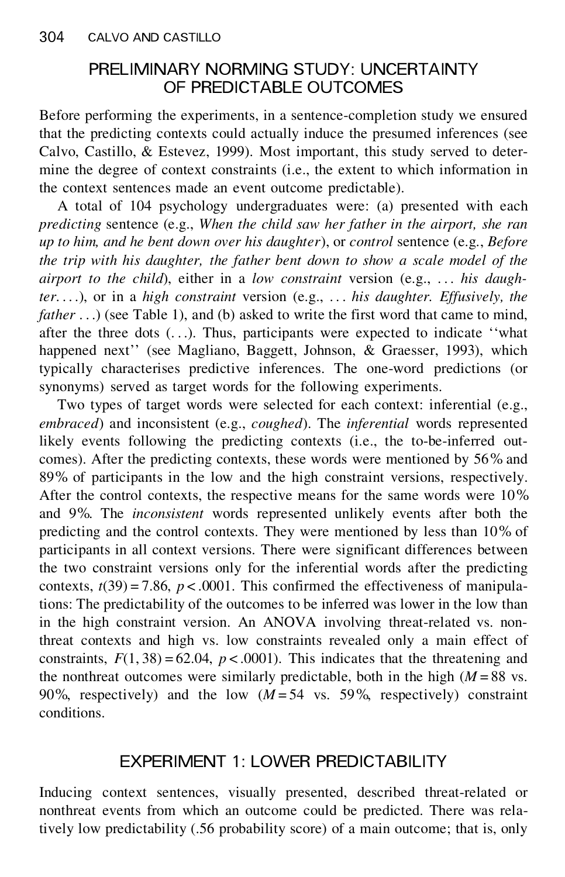## PRELIMINARY NORMING STUDY: UNCERTAINTY OF PREDICTABLE OUTCOMES

Before performing the experiments, in a sentence-completion study we ensured that the predicting contexts could actually induce the presumed inferences (see Calvo, Castillo, & Estevez, 1999). Most important, this study served to determine the degree of context constraints (i.e., the extent to which information in the context sentences made an event outcome predictable).

A total of 104 psychology undergraduates were: (a) presented with each *predicting* sentence (e.g., *When the child saw her father in the airport, she ran up to him, and he bent down over his daughter*), or *control* sentence (e.g., *Before the trip with his daughter, the father bent down to show a scale model of the airport to the child*), either in a *low constraint* version (e.g., . . . *his daughter. . . .*), or in a *high constraint* version (e.g., . . . *his daughter. Effusively, the father* . . .) (see Table 1), and (b) asked to write the first word that came to mind, after the three dots (. . .). Thus, participants were expected to indicate ''what happened next'' (see Magliano, Baggett, Johnson, & Graesser, 1993), which typically characterises predictive inferences. The one-word predictions (or synonyms) served as target words for the following experiments.

Two types of target words were selected for each context: inferential (e.g., *embraced*) and inconsistent (e.g., *coughed*). The *inferential* words represented likely events following the predicting contexts (i.e., the to-be-inferred outcomes). After the predicting contexts, these words were mentioned by 56% and 89% of participants in the low and the high constraint versions, respectively. After the control contexts, the respective means for the same words were 10% and 9%. The *inconsistent* words represented unlikely events after both the predicting and the control contexts. They were mentioned by less than 10% of participants in all context versions. There were significant differences between the two constraint versions only for the inferential words after the predicting contexts, $t(39) = 7.86$, $p < .0001$. This confirmed the effectiveness of manipulations: The predictability of the outcomes to be inferred was lower in the low than in the high constraint version. An ANOVA involving threat-related vs. nonthreat contexts and high vs. low constraints revealed only a main effect of constraints, $F(1, 38) = 62.04$, $p < .0001$). This indicates that the threatening and the nonthreat outcomes were similarly predictable, both in the high ($M = 88$ vs. 90%, respectively) and the low ($M = 54$ vs. 59%, respectively) constraint conditions.

## EXPERIMENT 1: LOWER PREDICTABILITY

Inducing context sentences, visually presented, described threat-related or nonthreat events from which an outcome could be predicted. There was relatively low predictability (.56 probability score) of a main outcome; that is, only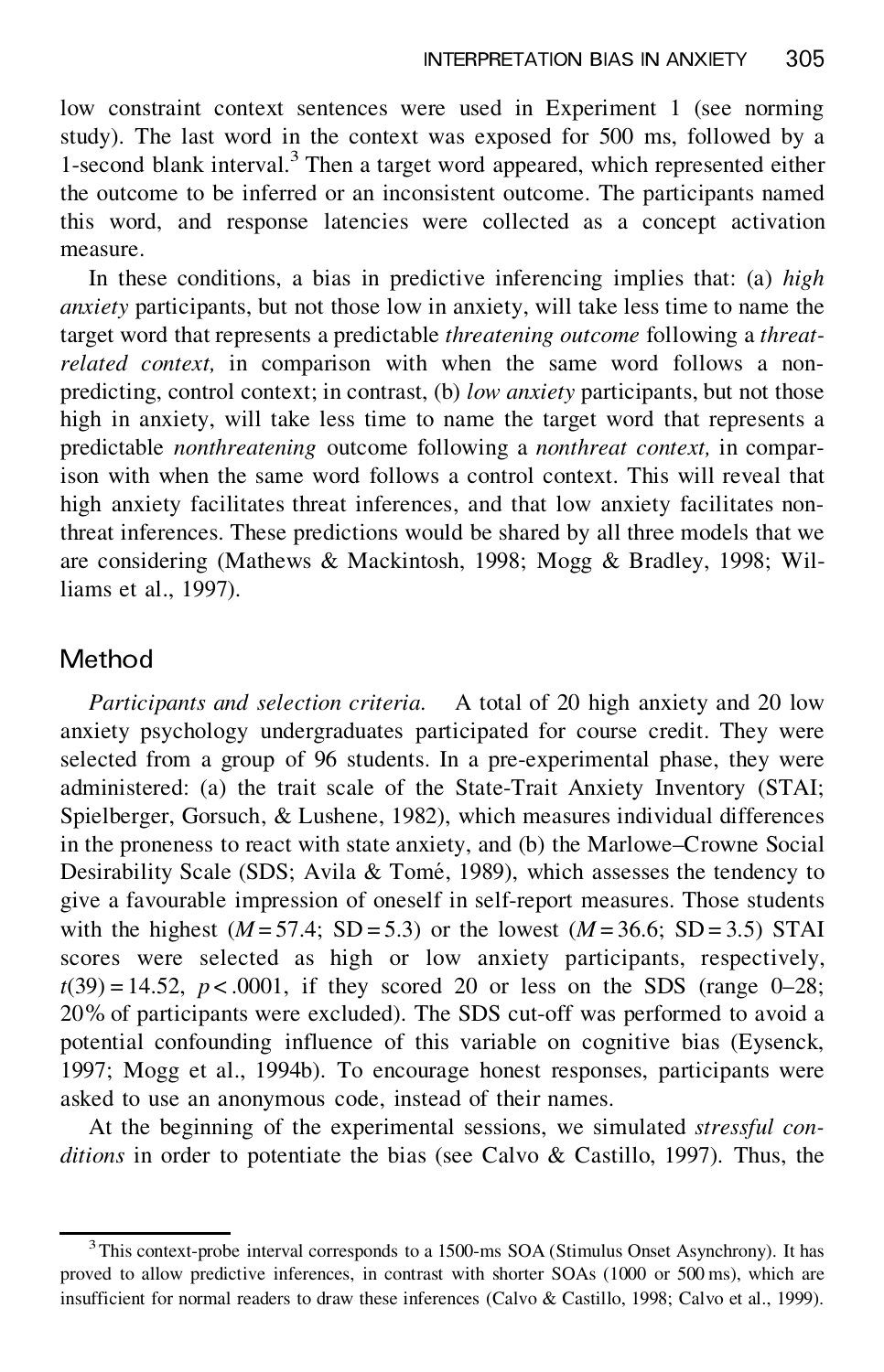low constraint context sentences were used in Experiment 1 (see norming study). The last word in the context was exposed for 500 ms, followed by a 1-second blank interval.[3] Then a target word appeared, which represented either the outcome to be inferred or an inconsistent outcome. The participants named this word, and response latencies were collected as a concept activation measure.

In these conditions, a bias in predictive inferencing implies that: (a) *high anxiety* participants, but not those low in anxiety, will take less time to name the target word that represents a predictable *threatening outcome* following a *threat-related context,* in comparison with when the same word follows a non-predicting, control context; in contrast, (b) *low anxiety* participants, but not those high in anxiety, will take less time to name the target word that represents a predictable *nonthreatening* outcome following a *nonthreat context,* in comparison with when the same word follows a control context. This will reveal that high anxiety facilitates threat inferences, and that low anxiety facilitates non-threat inferences. These predictions would be shared by all three models that we are considering (Mathews & Mackintosh, 1998; Mogg & Bradley, 1998; Williams et al., 1997).

## Method

*Participants and selection criteria.* A total of 20 high anxiety and 20 low anxiety psychology undergraduates participated for course credit. They were selected from a group of 96 students. In a pre-experimental phase, they were administered: (a) the trait scale of the State-Trait Anxiety Inventory (STAI; Spielberger, Gorsuch, & Lushene, 1982), which measures individual differences in the proneness to react with state anxiety, and (b) the Marlowe–Crowne Social Desirability Scale (SDS; Avila & Tomé, 1989), which assesses the tendency to give a favourable impression of oneself in self-report measures. Those students with the highest ($M = 57.4$; $SD = 5.3$) or the lowest ($M = 36.6$; $SD = 3.5$) STAI scores were selected as high or low anxiety participants, respectively, $t(39) = 14.52$, $p < .0001$, if they scored 20 or less on the SDS (range 0–28; 20% of participants were excluded). The SDS cut-off was performed to avoid a potential confounding influence of this variable on cognitive bias (Eysenck, 1997; Mogg et al., 1994b). To encourage honest responses, participants were asked to use an anonymous code, instead of their names.

At the beginning of the experimental sessions, we simulated *stressful conditions* in order to potentiate the bias (see Calvo & Castillo, 1997). Thus, the

[3] This context-probe interval corresponds to a 1500-ms SOA (Stimulus Onset Asynchrony). It has proved to allow predictive inferences, in contrast with shorter SOAs (1000 or 500 ms), which are insufficient for normal readers to draw these inferences (Calvo & Castillo, 1998; Calvo et al., 1999).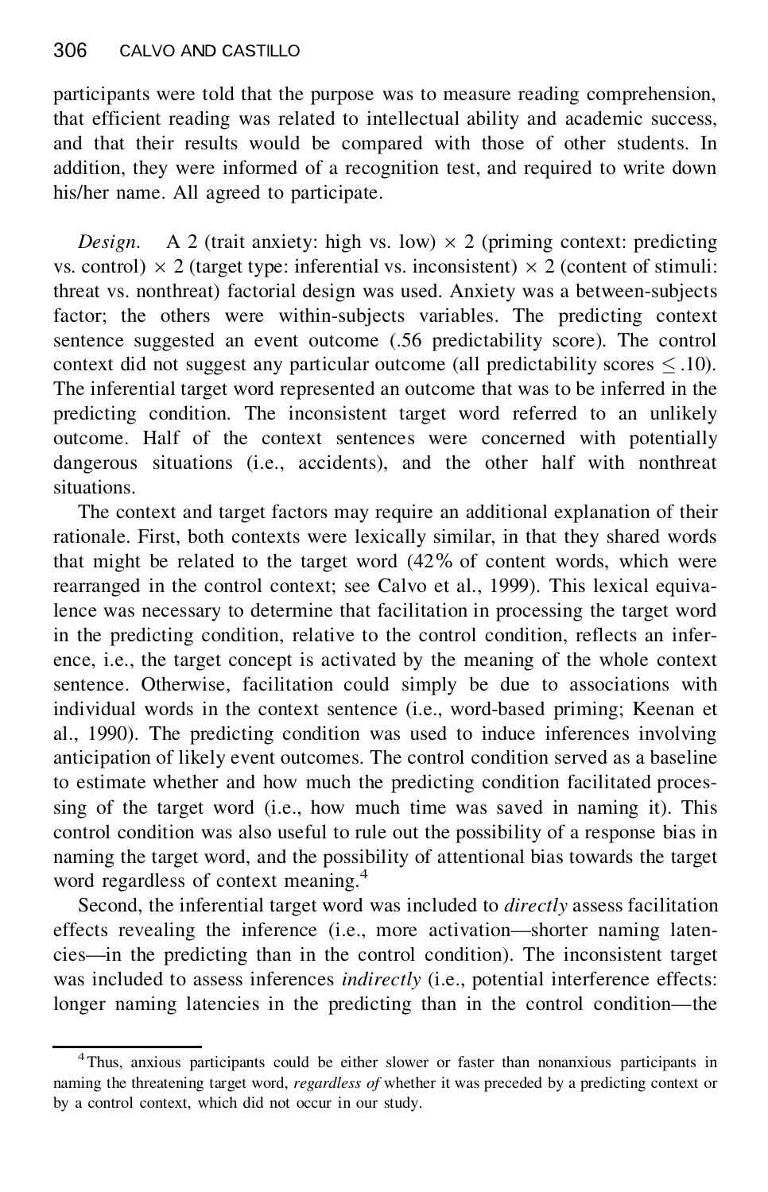participants were told that the purpose was to measure reading comprehension, that efficient reading was related to intellectual ability and academic success, and that their results would be compared with those of other students. In addition, they were informed of a recognition test, and required to write down his/her name. All agreed to participate.

*Design.* A 2 (trait anxiety: high vs. low) $\times$ 2 (priming context: predicting vs. control) $\times$ 2 (target type: inferential vs. inconsistent) $\times$ 2 (content of stimuli: threat vs. nonthreat) factorial design was used. Anxiety was a between-subjects factor; the others were within-subjects variables. The predicting context sentence suggested an event outcome (.56 predictability score). The control context did not suggest any particular outcome (all predictability scores $\leq .10$). The inferential target word represented an outcome that was to be inferred in the predicting condition. The inconsistent target word referred to an unlikely outcome. Half of the context sentences were concerned with potentially dangerous situations (i.e., accidents), and the other half with nonthreat situations.

The context and target factors may require an additional explanation of their rationale. First, both contexts were lexically similar, in that they shared words that might be related to the target word (42% of content words, which were rearranged in the control context; see Calvo et al., 1999). This lexical equivalence was necessary to determine that facilitation in processing the target word in the predicting condition, relative to the control condition, reflects an inference, i.e., the target concept is activated by the meaning of the whole context sentence. Otherwise, facilitation could simply be due to associations with individual words in the context sentence (i.e., word-based priming; Keenan et al., 1990). The predicting condition was used to induce inferences involving anticipation of likely event outcomes. The control condition served as a baseline to estimate whether and how much the predicting condition facilitated processing of the target word (i.e., how much time was saved in naming it). This control condition was also useful to rule out the possibility of a response bias in naming the target word, and the possibility of attentional bias towards the target word regardless of context meaning.[4]

Second, the inferential target word was included to *directly* assess facilitation effects revealing the inference (i.e., more activation—shorter naming latencies—in the predicting than in the control condition). The inconsistent target was included to assess inferences *indirectly* (i.e., potential interference effects: longer naming latencies in the predicting than in the control condition—the

[4] Thus, anxious participants could be either slower or faster than nonanxious participants in naming the threatening target word, *regardless of* whether it was preceded by a predicting context or by a control context, which did not occur in our study.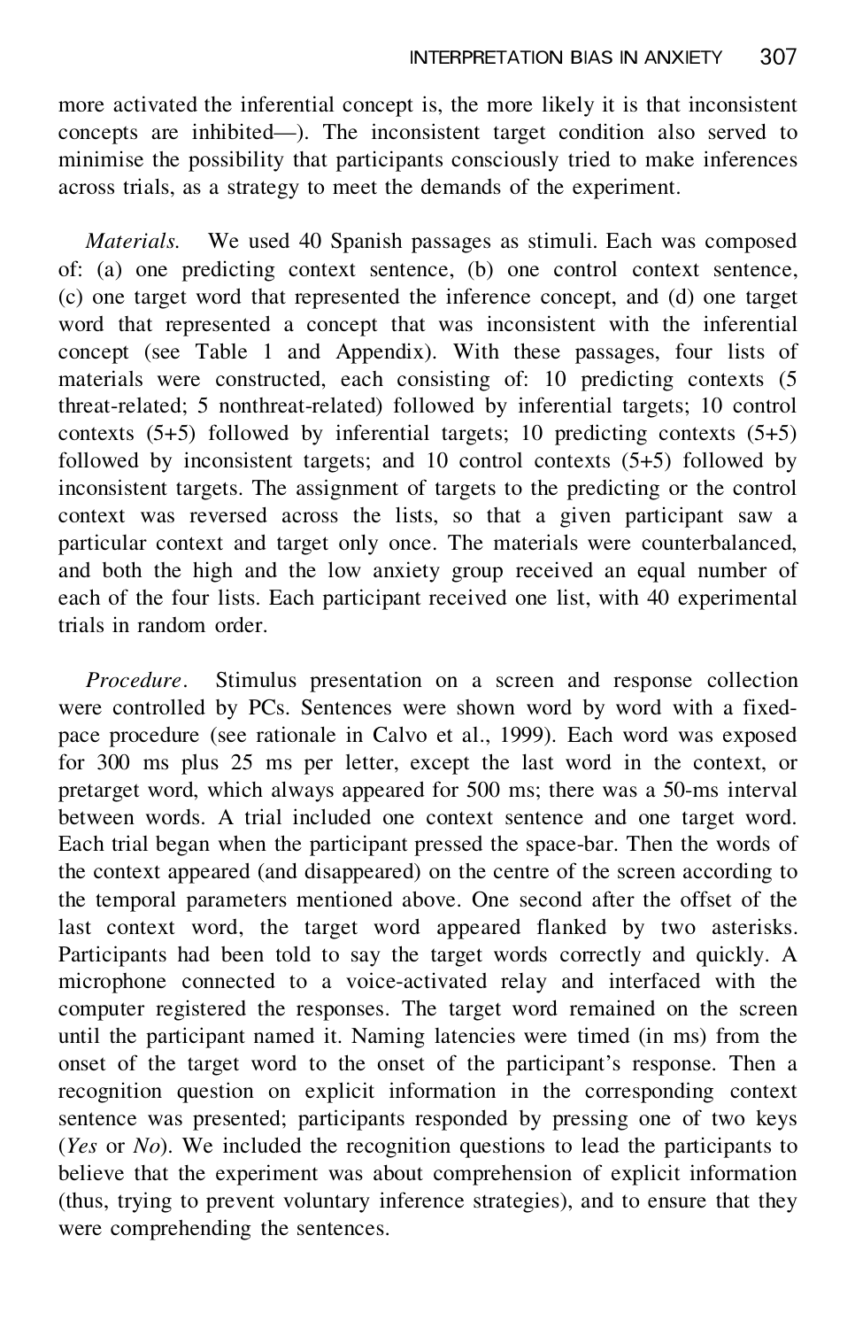more activated the inferential concept is, the more likely it is that inconsistent concepts are inhibited—). The inconsistent target condition also served to minimise the possibility that participants consciously tried to make inferences across trials, as a strategy to meet the demands of the experiment.

*Materials.* We used 40 Spanish passages as stimuli. Each was composed of: (a) one predicting context sentence, (b) one control context sentence, (c) one target word that represented the inference concept, and (d) one target word that represented a concept that was inconsistent with the inferential concept (see Table 1 and Appendix). With these passages, four lists of materials were constructed, each consisting of: 10 predicting contexts (5 threat-related; 5 nonthreat-related) followed by inferential targets; 10 control contexts (5+5) followed by inferential targets; 10 predicting contexts (5+5) followed by inconsistent targets; and 10 control contexts (5+5) followed by inconsistent targets. The assignment of targets to the predicting or the control context was reversed across the lists, so that a given participant saw a particular context and target only once. The materials were counterbalanced, and both the high and the low anxiety group received an equal number of each of the four lists. Each participant received one list, with 40 experimental trials in random order.

*Procedure.* Stimulus presentation on a screen and response collection were controlled by PCs. Sentences were shown word by word with a fixed-pace procedure (see rationale in Calvo et al., 1999). Each word was exposed for 300 ms plus 25 ms per letter, except the last word in the context, or pretarget word, which always appeared for 500 ms; there was a 50-ms interval between words. A trial included one context sentence and one target word. Each trial began when the participant pressed the space-bar. Then the words of the context appeared (and disappeared) on the centre of the screen according to the temporal parameters mentioned above. One second after the offset of the last context word, the target word appeared flanked by two asterisks. Participants had been told to say the target words correctly and quickly. A microphone connected to a voice-activated relay and interfaced with the computer registered the responses. The target word remained on the screen until the participant named it. Naming latencies were timed (in ms) from the onset of the target word to the onset of the participant's response. Then a recognition question on explicit information in the corresponding context sentence was presented; participants responded by pressing one of two keys (*Yes* or *No*). We included the recognition questions to lead the participants to believe that the experiment was about comprehension of explicit information (thus, trying to prevent voluntary inference strategies), and to ensure that they were comprehending the sentences.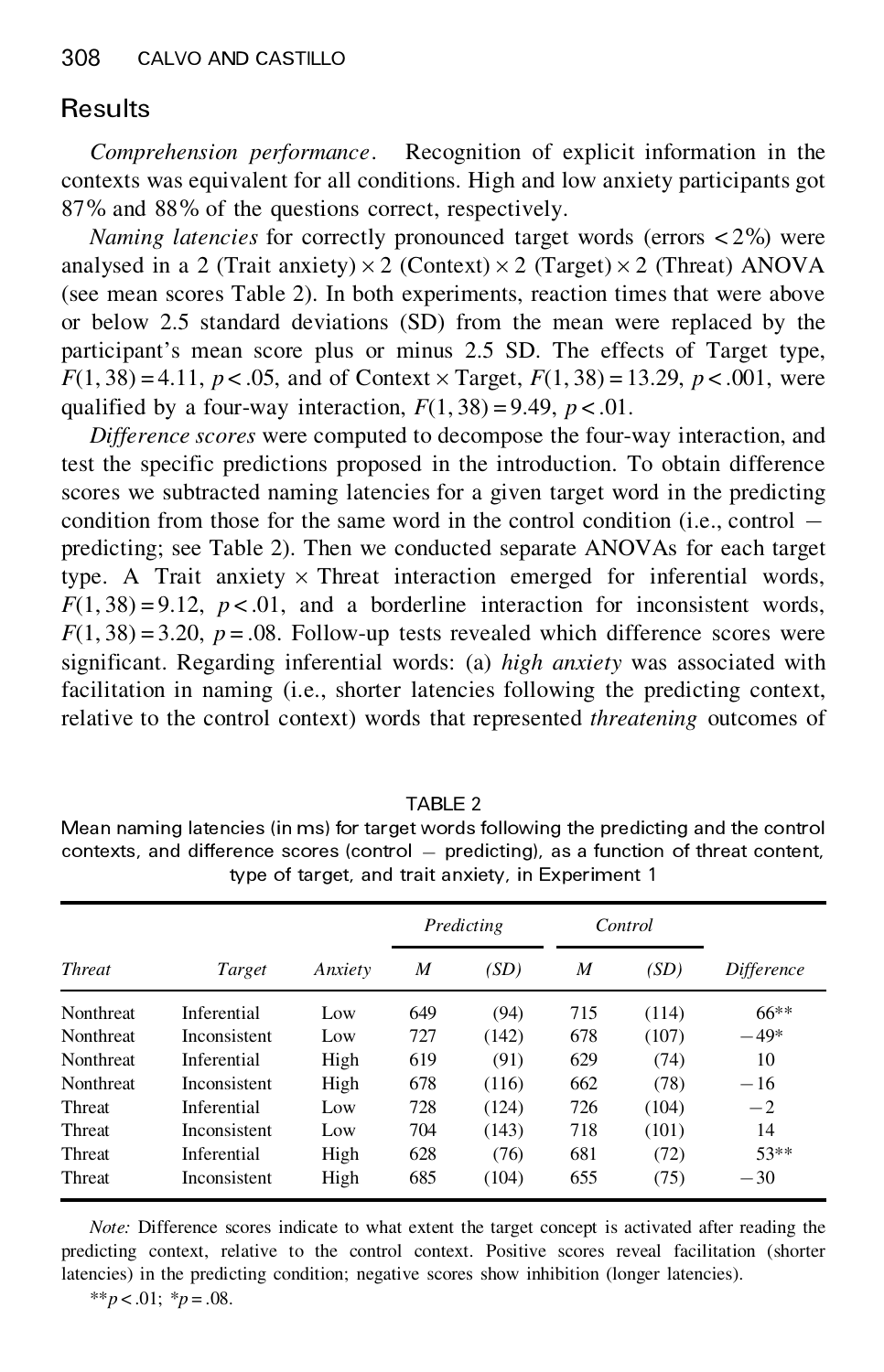## Results

*Comprehension performance*. Recognition of explicit information in the contexts was equivalent for all conditions. High and low anxiety participants got 87% and 88% of the questions correct, respectively.

*Naming latencies* for correctly pronounced target words (errors < 2%) were analysed in a 2 (Trait anxiety) × 2 (Context) × 2 (Target) × 2 (Threat) ANOVA (see mean scores Table 2). In both experiments, reaction times that were above or below 2.5 standard deviations (SD) from the mean were replaced by the participant's mean score plus or minus 2.5 SD. The effects of Target type, $F(1, 38) = 4.11$, $p < .05$, and of Context × Target, $F(1, 38) = 13.29$, $p < .001$, were qualified by a four-way interaction, $F(1, 38) = 9.49$, $p < .01$.

*Difference scores* were computed to decompose the four-way interaction, and test the specific predictions proposed in the introduction. To obtain difference scores we subtracted naming latencies for a given target word in the predicting condition from those for the same word in the control condition (i.e., control − predicting; see Table 2). Then we conducted separate ANOVAs for each target type. A Trait anxiety × Threat interaction emerged for inferential words, $F(1, 38) = 9.12$, $p < .01$, and a borderline interaction for inconsistent words, $F(1, 38) = 3.20$, $p = .08$. Follow-up tests revealed which difference scores were significant. Regarding inferential words: (a) *high anxiety* was associated with facilitation in naming (i.e., shorter latencies following the predicting context, relative to the control context) words that represented *threatening* outcomes of

TABLE 2
Mean naming latencies (in ms) for target words following the predicting and the control contexts, and difference scores (control − predicting), as a function of threat content, type of target, and trait anxiety, in Experiment 1

| *Threat* | *Target* | *Anxiety* | *Predicting* | | *Control* | | *Difference* |
|---|---|---|---|---|---|---|---|
| | | | *M* | *(SD)* | *M* | *(SD)* | |
| Nonthreat | Inferential | Low | 649 | (94) | 715 | (114) | 66** |
| Nonthreat | Inconsistent | Low | 727 | (142) | 678 | (107) | −49* |
| Nonthreat | Inferential | High | 619 | (91) | 629 | (74) | 10 |
| Nonthreat | Inconsistent | High | 678 | (116) | 662 | (78) | −16 |
| Threat | Inferential | Low | 728 | (124) | 726 | (104) | −2 |
| Threat | Inconsistent | Low | 704 | (143) | 718 | (101) | 14 |
| Threat | Inferential | High | 628 | (76) | 681 | (72) | 53** |
| Threat | Inconsistent | High | 685 | (104) | 655 | (75) | −30 |

*Note:* Difference scores indicate to what extent the target concept is activated after reading the predicting context, relative to the control context. Positive scores reveal facilitation (shorter latencies) in the predicting condition; negative scores show inhibition (longer latencies).

$^{**}p < .01$; $^{*}p = .08$.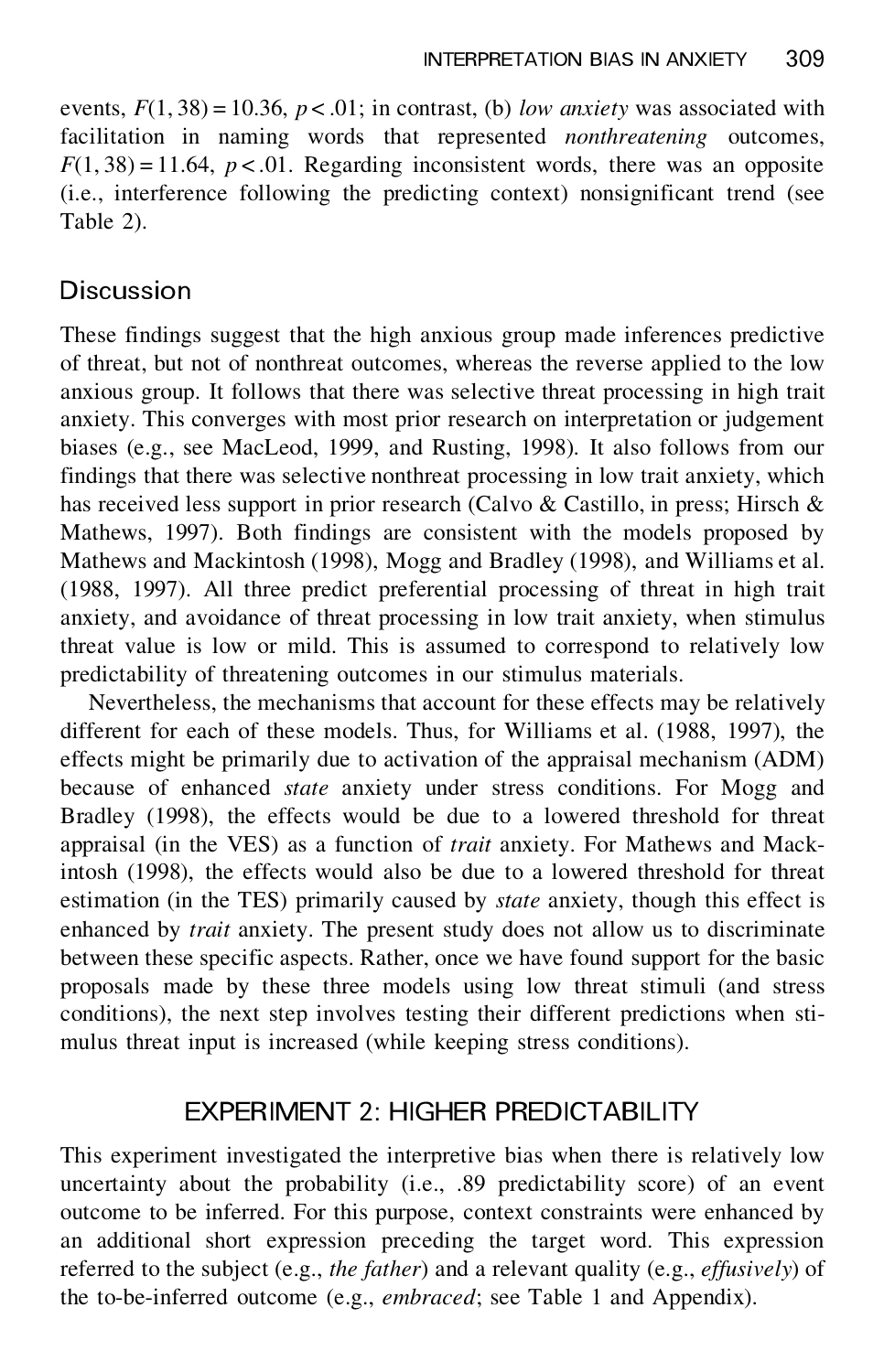events, $F(1, 38) = 10.36$, $p < .01$; in contrast, (b) *low anxiety* was associated with facilitation in naming words that represented *nonthreatening* outcomes, $F(1, 38) = 11.64$, $p < .01$. Regarding inconsistent words, there was an opposite (i.e., interference following the predicting context) nonsignificant trend (see Table 2).

## Discussion

These findings suggest that the high anxious group made inferences predictive of threat, but not of nonthreat outcomes, whereas the reverse applied to the low anxious group. It follows that there was selective threat processing in high trait anxiety. This converges with most prior research on interpretation or judgement biases (e.g., see MacLeod, 1999, and Rusting, 1998). It also follows from our findings that there was selective nonthreat processing in low trait anxiety, which has received less support in prior research (Calvo & Castillo, in press; Hirsch & Mathews, 1997). Both findings are consistent with the models proposed by Mathews and Mackintosh (1998), Mogg and Bradley (1998), and Williams et al. (1988, 1997). All three predict preferential processing of threat in high trait anxiety, and avoidance of threat processing in low trait anxiety, when stimulus threat value is low or mild. This is assumed to correspond to relatively low predictability of threatening outcomes in our stimulus materials.

Nevertheless, the mechanisms that account for these effects may be relatively different for each of these models. Thus, for Williams et al. (1988, 1997), the effects might be primarily due to activation of the appraisal mechanism (ADM) because of enhanced *state* anxiety under stress conditions. For Mogg and Bradley (1998), the effects would be due to a lowered threshold for threat appraisal (in the VES) as a function of *trait* anxiety. For Mathews and Mackintosh (1998), the effects would also be due to a lowered threshold for threat estimation (in the TES) primarily caused by *state* anxiety, though this effect is enhanced by *trait* anxiety. The present study does not allow us to discriminate between these specific aspects. Rather, once we have found support for the basic proposals made by these three models using low threat stimuli (and stress conditions), the next step involves testing their different predictions when stimulus threat input is increased (while keeping stress conditions).

## EXPERIMENT 2: HIGHER PREDICTABILITY

This experiment investigated the interpretive bias when there is relatively low uncertainty about the probability (i.e., .89 predictability score) of an event outcome to be inferred. For this purpose, context constraints were enhanced by an additional short expression preceding the target word. This expression referred to the subject (e.g., *the father*) and a relevant quality (e.g., *effusively*) of the to-be-inferred outcome (e.g., *embraced*; see Table 1 and Appendix).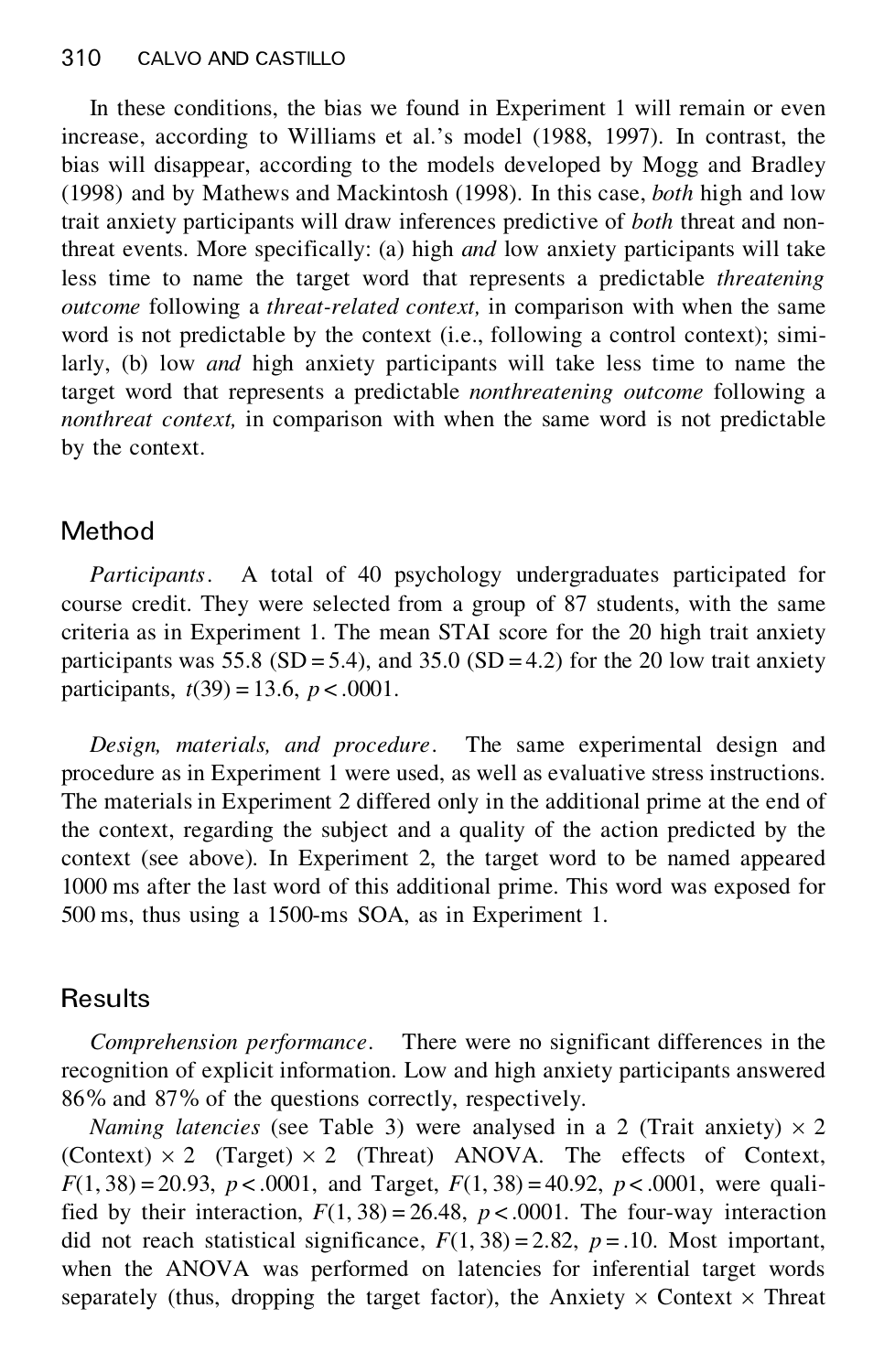In these conditions, the bias we found in Experiment 1 will remain or even increase, according to Williams et al.'s model (1988, 1997). In contrast, the bias will disappear, according to the models developed by Mogg and Bradley (1998) and by Mathews and Mackintosh (1998). In this case, *both* high and low trait anxiety participants will draw inferences predictive of *both* threat and nonthreat events. More specifically: (a) high *and* low anxiety participants will take less time to name the target word that represents a predictable *threatening outcome* following a *threat-related context,* in comparison with when the same word is not predictable by the context (i.e., following a control context); similarly, (b) low *and* high anxiety participants will take less time to name the target word that represents a predictable *nonthreatening outcome* following a *nonthreat context,* in comparison with when the same word is not predictable by the context.

## Method

*Participants*. A total of 40 psychology undergraduates participated for course credit. They were selected from a group of 87 students, with the same criteria as in Experiment 1. The mean STAI score for the 20 high trait anxiety participants was 55.8 (SD = 5.4), and 35.0 (SD = 4.2) for the 20 low trait anxiety participants, $t(39) = 13.6$, $p < .0001$.

*Design, materials, and procedure*. The same experimental design and procedure as in Experiment 1 were used, as well as evaluative stress instructions. The materials in Experiment 2 differed only in the additional prime at the end of the context, regarding the subject and a quality of the action predicted by the context (see above). In Experiment 2, the target word to be named appeared 1000 ms after the last word of this additional prime. This word was exposed for 500 ms, thus using a 1500-ms SOA, as in Experiment 1.

## Results

*Comprehension performance*. There were no significant differences in the recognition of explicit information. Low and high anxiety participants answered 86% and 87% of the questions correctly, respectively.

*Naming latencies* (see Table 3) were analysed in a 2 (Trait anxiety) × 2 (Context) × 2 (Target) × 2 (Threat) ANOVA. The effects of Context, $F(1, 38) = 20.93$, $p < .0001$, and Target, $F(1, 38) = 40.92$, $p < .0001$, were qualified by their interaction, $F(1, 38) = 26.48$, $p < .0001$. The four-way interaction did not reach statistical significance, $F(1, 38) = 2.82$, $p = .10$. Most important, when the ANOVA was performed on latencies for inferential target words separately (thus, dropping the target factor), the Anxiety × Context × Threat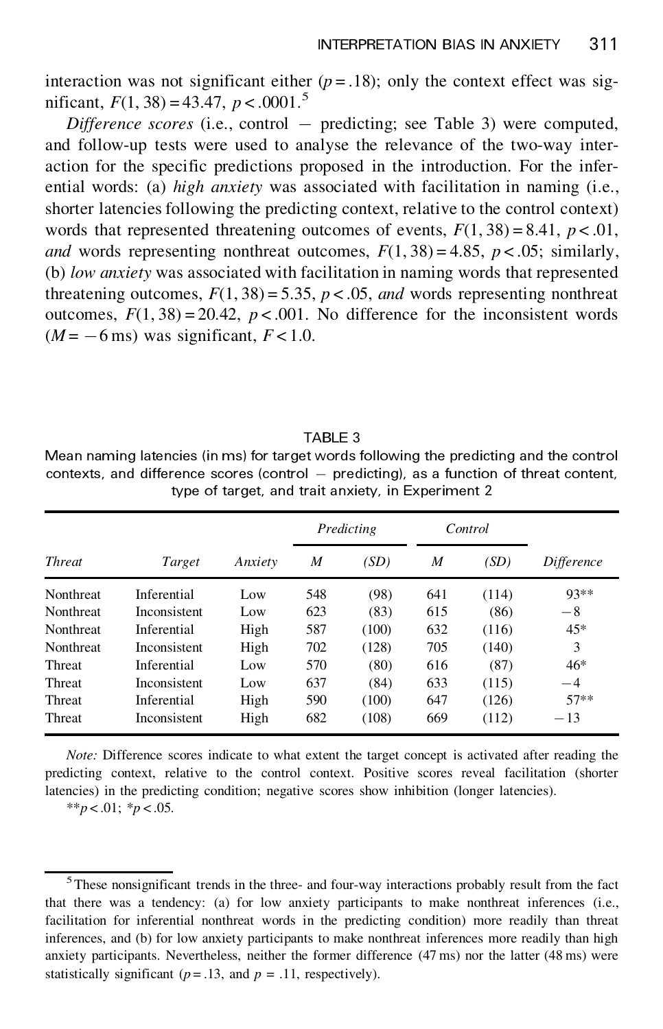interaction was not significant either ($p = .18$); only the context effect was significant, $F(1, 38) = 43.47$, $p < .0001$.[5]

*Difference scores* (i.e., control − predicting; see Table 3) were computed, and follow-up tests were used to analyse the relevance of the two-way interaction for the specific predictions proposed in the introduction. For the inferential words: (a) *high anxiety* was associated with facilitation in naming (i.e., shorter latencies following the predicting context, relative to the control context) words that represented threatening outcomes of events, $F(1, 38) = 8.41$, $p < .01$, *and* words representing nonthreat outcomes, $F(1, 38) = 4.85$, $p < .05$; similarly, (b) *low anxiety* was associated with facilitation in naming words that represented threatening outcomes, $F(1, 38) = 5.35$, $p < .05$, *and* words representing nonthreat outcomes, $F(1, 38) = 20.42$, $p < .001$. No difference for the inconsistent words ($M = -6$ ms) was significant, $F < 1.0$.

TABLE 3
Mean naming latencies (in ms) for target words following the predicting and the control contexts, and difference scores (control − predicting), as a function of threat content, type of target, and trait anxiety, in Experiment 2

| | | | *Predicting* | | *Control* | | |
|---|---|---|---|---|---|---|---|
| *Threat* | *Target* | *Anxiety* | *M* | *(SD)* | *M* | *(SD)* | *Difference* |
| Nonthreat | Inferential | Low | 548 | (98) | 641 | (114) | 93** |
| Nonthreat | Inconsistent | Low | 623 | (83) | 615 | (86) | −8 |
| Nonthreat | Inferential | High | 587 | (100) | 632 | (116) | 45* |
| Nonthreat | Inconsistent | High | 702 | (128) | 705 | (140) | 3 |
| Threat | Inferential | Low | 570 | (80) | 616 | (87) | 46* |
| Threat | Inconsistent | Low | 637 | (84) | 633 | (115) | −4 |
| Threat | Inferential | High | 590 | (100) | 647 | (126) | 57** |
| Threat | Inconsistent | High | 682 | (108) | 669 | (112) | −13 |

*Note:* Difference scores indicate to what extent the target concept is activated after reading the predicting context, relative to the control context. Positive scores reveal facilitation (shorter latencies) in the predicting condition; negative scores show inhibition (longer latencies).
**$p < .01$; *$p < .05$.

[5] These nonsignificant trends in the three- and four-way interactions probably result from the fact that there was a tendency: (a) for low anxiety participants to make nonthreat inferences (i.e., facilitation for inferential nonthreat words in the predicting condition) more readily than threat inferences, and (b) for low anxiety participants to make nonthreat inferences more readily than high anxiety participants. Nevertheless, neither the former difference (47 ms) nor the latter (48 ms) were statistically significant ($p = .13$, and $p = .11$, respectively).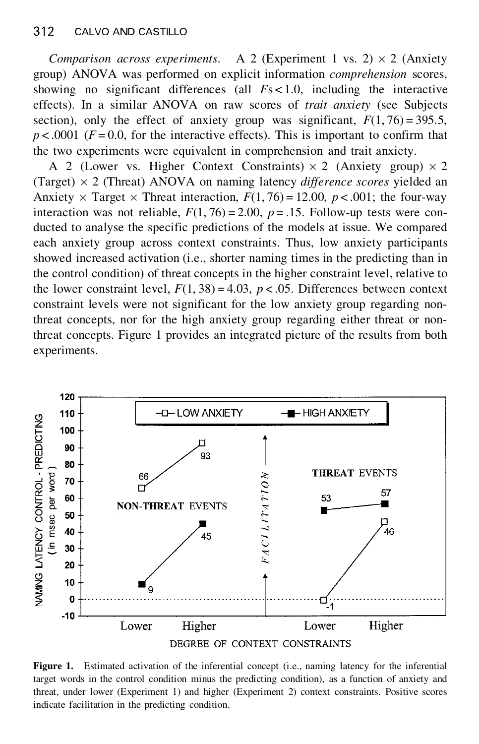*Comparison across experiments.* A 2 (Experiment 1 vs. 2) × 2 (Anxiety group) ANOVA was performed on explicit information *comprehension* scores, showing no significant differences (all $F$s $< 1.0$, including the interactive effects). In a similar ANOVA on raw scores of *trait anxiety* (see Subjects section), only the effect of anxiety group was significant, $F(1, 76) = 395.5$, $p < .0001$ ($F = 0.0$, for the interactive effects). This is important to confirm that the two experiments were equivalent in comprehension and trait anxiety.

A 2 (Lower vs. Higher Context Constraints) × 2 (Anxiety group) × 2 (Target) × 2 (Threat) ANOVA on naming latency *difference scores* yielded an Anxiety × Target × Threat interaction, $F(1, 76) = 12.00$, $p < .001$; the four-way interaction was not reliable, $F(1, 76) = 2.00$, $p = .15$. Follow-up tests were conducted to analyse the specific predictions of the models at issue. We compared each anxiety group across context constraints. Thus, low anxiety participants showed increased activation (i.e., shorter naming times in the predicting than in the control condition) of threat concepts in the higher constraint level, relative to the lower constraint level, $F(1, 38) = 4.03$, $p < .05$. Differences between context constraint levels were not significant for the low anxiety group regarding non-threat concepts, nor for the high anxiety group regarding either threat or non-threat concepts. Figure 1 provides an integrated picture of the results from both experiments.

**Figure 1.** Estimated activation of the inferential concept (i.e., naming latency for the inferential target words in the control condition minus the predicting condition), as a function of anxiety and threat, under lower (Experiment 1) and higher (Experiment 2) context constraints. Positive scores indicate facilitation in the predicting condition.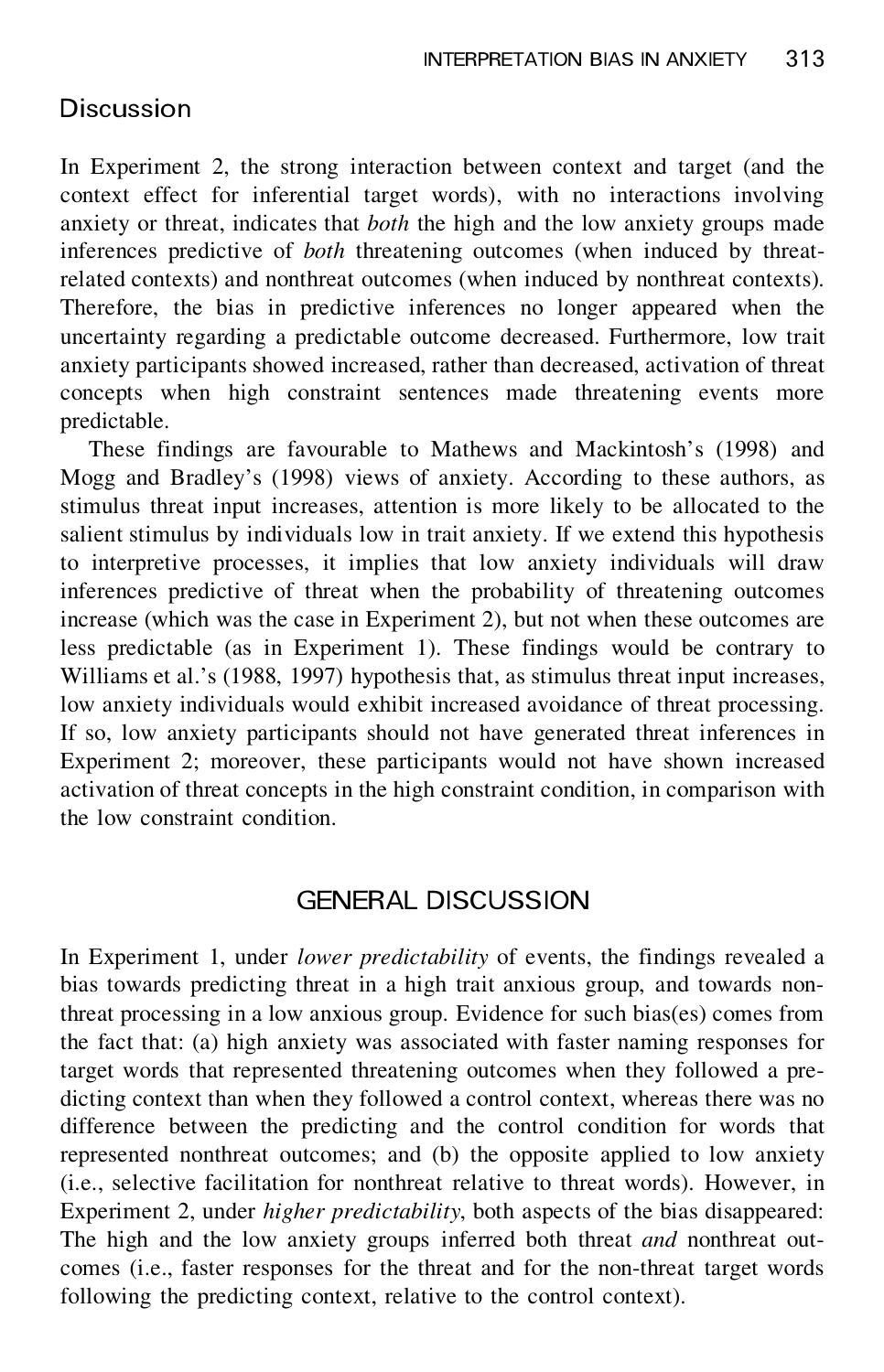## Discussion

In Experiment 2, the strong interaction between context and target (and the context effect for inferential target words), with no interactions involving anxiety or threat, indicates that *both* the high and the low anxiety groups made inferences predictive of *both* threatening outcomes (when induced by threat-related contexts) and nonthreat outcomes (when induced by nonthreat contexts). Therefore, the bias in predictive inferences no longer appeared when the uncertainty regarding a predictable outcome decreased. Furthermore, low trait anxiety participants showed increased, rather than decreased, activation of threat concepts when high constraint sentences made threatening events more predictable.

These findings are favourable to Mathews and Mackintosh's (1998) and Mogg and Bradley's (1998) views of anxiety. According to these authors, as stimulus threat input increases, attention is more likely to be allocated to the salient stimulus by individuals low in trait anxiety. If we extend this hypothesis to interpretive processes, it implies that low anxiety individuals will draw inferences predictive of threat when the probability of threatening outcomes increase (which was the case in Experiment 2), but not when these outcomes are less predictable (as in Experiment 1). These findings would be contrary to Williams et al.'s (1988, 1997) hypothesis that, as stimulus threat input increases, low anxiety individuals would exhibit increased avoidance of threat processing. If so, low anxiety participants should not have generated threat inferences in Experiment 2; moreover, these participants would not have shown increased activation of threat concepts in the high constraint condition, in comparison with the low constraint condition.

# GENERAL DISCUSSION

In Experiment 1, under *lower predictability* of events, the findings revealed a bias towards predicting threat in a high trait anxious group, and towards nonthreat processing in a low anxious group. Evidence for such bias(es) comes from the fact that: (a) high anxiety was associated with faster naming responses for target words that represented threatening outcomes when they followed a predicting context than when they followed a control context, whereas there was no difference between the predicting and the control condition for words that represented nonthreat outcomes; and (b) the opposite applied to low anxiety (i.e., selective facilitation for nonthreat relative to threat words). However, in Experiment 2, under *higher predictability*, both aspects of the bias disappeared: The high and the low anxiety groups inferred both threat *and* nonthreat outcomes (i.e., faster responses for the threat and for the non-threat target words following the predicting context, relative to the control context).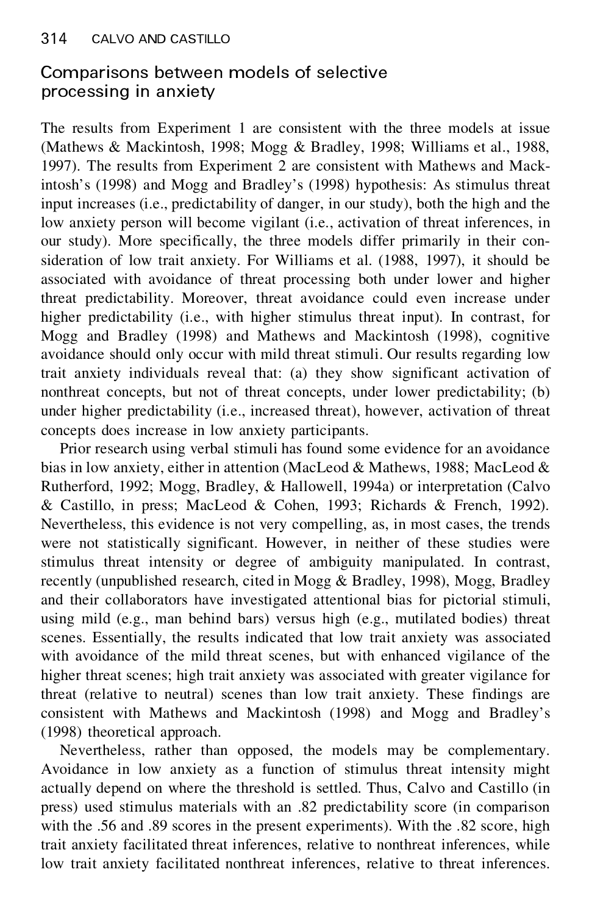## Comparisons between models of selective processing in anxiety

The results from Experiment 1 are consistent with the three models at issue (Mathews & Mackintosh, 1998; Mogg & Bradley, 1998; Williams et al., 1988, 1997). The results from Experiment 2 are consistent with Mathews and Mackintosh's (1998) and Mogg and Bradley's (1998) hypothesis: As stimulus threat input increases (i.e., predictability of danger, in our study), both the high and the low anxiety person will become vigilant (i.e., activation of threat inferences, in our study). More specifically, the three models differ primarily in their consideration of low trait anxiety. For Williams et al. (1988, 1997), it should be associated with avoidance of threat processing both under lower and higher threat predictability. Moreover, threat avoidance could even increase under higher predictability (i.e., with higher stimulus threat input). In contrast, for Mogg and Bradley (1998) and Mathews and Mackintosh (1998), cognitive avoidance should only occur with mild threat stimuli. Our results regarding low trait anxiety individuals reveal that: (a) they show significant activation of nonthreat concepts, but not of threat concepts, under lower predictability; (b) under higher predictability (i.e., increased threat), however, activation of threat concepts does increase in low anxiety participants.

Prior research using verbal stimuli has found some evidence for an avoidance bias in low anxiety, either in attention (MacLeod & Mathews, 1988; MacLeod & Rutherford, 1992; Mogg, Bradley, & Hallowell, 1994a) or interpretation (Calvo & Castillo, in press; MacLeod & Cohen, 1993; Richards & French, 1992). Nevertheless, this evidence is not very compelling, as, in most cases, the trends were not statistically significant. However, in neither of these studies were stimulus threat intensity or degree of ambiguity manipulated. In contrast, recently (unpublished research, cited in Mogg & Bradley, 1998), Mogg, Bradley and their collaborators have investigated attentional bias for pictorial stimuli, using mild (e.g., man behind bars) versus high (e.g., mutilated bodies) threat scenes. Essentially, the results indicated that low trait anxiety was associated with avoidance of the mild threat scenes, but with enhanced vigilance of the higher threat scenes; high trait anxiety was associated with greater vigilance for threat (relative to neutral) scenes than low trait anxiety. These findings are consistent with Mathews and Mackintosh (1998) and Mogg and Bradley's (1998) theoretical approach.

Nevertheless, rather than opposed, the models may be complementary. Avoidance in low anxiety as a function of stimulus threat intensity might actually depend on where the threshold is settled. Thus, Calvo and Castillo (in press) used stimulus materials with an .82 predictability score (in comparison with the .56 and .89 scores in the present experiments). With the .82 score, high trait anxiety facilitated threat inferences, relative to nonthreat inferences, while low trait anxiety facilitated nonthreat inferences, relative to threat inferences.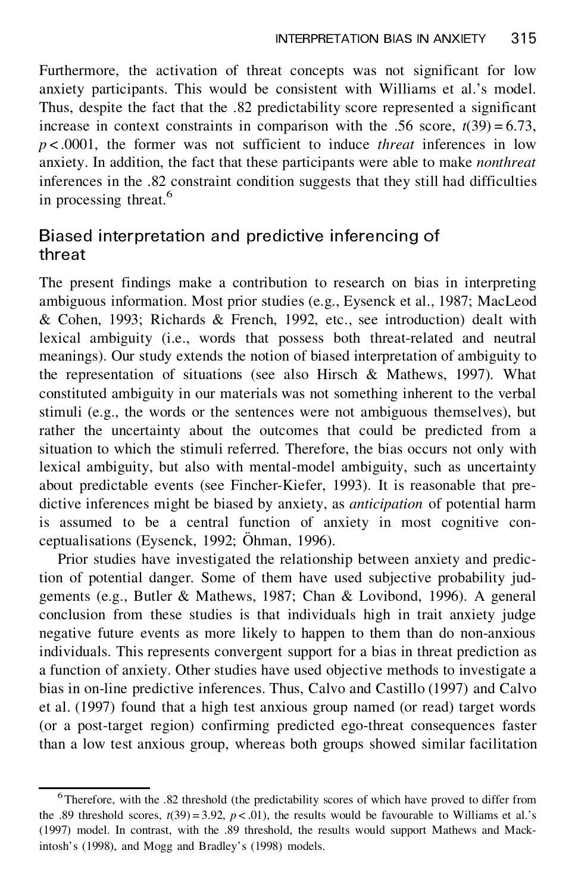Furthermore, the activation of threat concepts was not significant for low anxiety participants. This would be consistent with Williams et al.'s model. Thus, despite the fact that the .82 predictability score represented a significant increase in context constraints in comparison with the .56 score, $t(39) = 6.73$, $p < .0001$, the former was not sufficient to induce *threat* inferences in low anxiety. In addition, the fact that these participants were able to make *nonthreat* inferences in the .82 constraint condition suggests that they still had difficulties in processing threat.[6]

## Biased interpretation and predictive inferencing of threat

The present findings make a contribution to research on bias in interpreting ambiguous information. Most prior studies (e.g., Eysenck et al., 1987; MacLeod & Cohen, 1993; Richards & French, 1992, etc., see introduction) dealt with lexical ambiguity (i.e., words that possess both threat-related and neutral meanings). Our study extends the notion of biased interpretation of ambiguity to the representation of situations (see also Hirsch & Mathews, 1997). What constituted ambiguity in our materials was not something inherent to the verbal stimuli (e.g., the words or the sentences were not ambiguous themselves), but rather the uncertainty about the outcomes that could be predicted from a situation to which the stimuli referred. Therefore, the bias occurs not only with lexical ambiguity, but also with mental-model ambiguity, such as uncertainty about predictable events (see Fincher-Kiefer, 1993). It is reasonable that predictive inferences might be biased by anxiety, as *anticipation* of potential harm is assumed to be a central function of anxiety in most cognitive conceptualisations (Eysenck, 1992; Öhman, 1996).

Prior studies have investigated the relationship between anxiety and prediction of potential danger. Some of them have used subjective probability judgements (e.g., Butler & Mathews, 1987; Chan & Lovibond, 1996). A general conclusion from these studies is that individuals high in trait anxiety judge negative future events as more likely to happen to them than do non-anxious individuals. This represents convergent support for a bias in threat prediction as a function of anxiety. Other studies have used objective methods to investigate a bias in on-line predictive inferences. Thus, Calvo and Castillo (1997) and Calvo et al. (1997) found that a high test anxious group named (or read) target words (or a post-target region) confirming predicted ego-threat consequences faster than a low test anxious group, whereas both groups showed similar facilitation

[6] Therefore, with the .82 threshold (the predictability scores of which have proved to differ from the .89 threshold scores, $t(39) = 3.92$, $p < .01$), the results would be favourable to Williams et al.'s (1997) model. In contrast, with the .89 threshold, the results would support Mathews and Mackintosh's (1998), and Mogg and Bradley's (1998) models.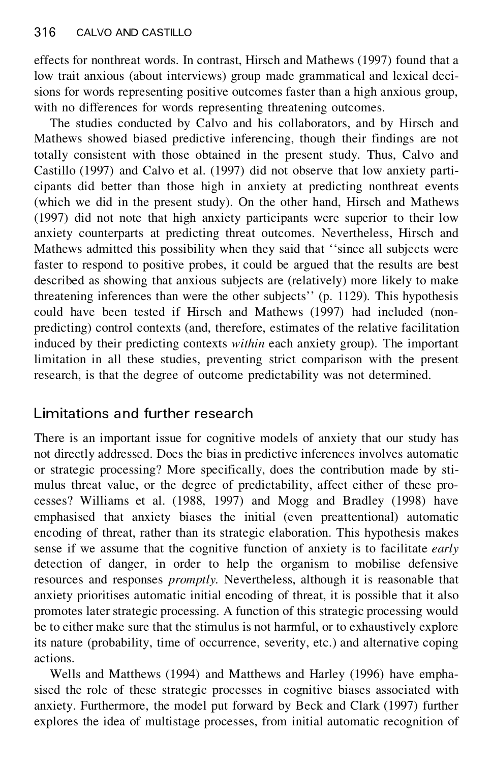effects for nonthreat words. In contrast, Hirsch and Mathews (1997) found that a low trait anxious (about interviews) group made grammatical and lexical decisions for words representing positive outcomes faster than a high anxious group, with no differences for words representing threatening outcomes.

The studies conducted by Calvo and his collaborators, and by Hirsch and Mathews showed biased predictive inferencing, though their findings are not totally consistent with those obtained in the present study. Thus, Calvo and Castillo (1997) and Calvo et al. (1997) did not observe that low anxiety participants did better than those high in anxiety at predicting nonthreat events (which we did in the present study). On the other hand, Hirsch and Mathews (1997) did not note that high anxiety participants were superior to their low anxiety counterparts at predicting threat outcomes. Nevertheless, Hirsch and Mathews admitted this possibility when they said that ''since all subjects were faster to respond to positive probes, it could be argued that the results are best described as showing that anxious subjects are (relatively) more likely to make threatening inferences than were the other subjects'' (p. 1129). This hypothesis could have been tested if Hirsch and Mathews (1997) had included (non-predicting) control contexts (and, therefore, estimates of the relative facilitation induced by their predicting contexts *within* each anxiety group). The important limitation in all these studies, preventing strict comparison with the present research, is that the degree of outcome predictability was not determined.

## Limitations and further research

There is an important issue for cognitive models of anxiety that our study has not directly addressed. Does the bias in predictive inferences involves automatic or strategic processing? More specifically, does the contribution made by stimulus threat value, or the degree of predictability, affect either of these processes? Williams et al. (1988, 1997) and Mogg and Bradley (1998) have emphasised that anxiety biases the initial (even preattentional) automatic encoding of threat, rather than its strategic elaboration. This hypothesis makes sense if we assume that the cognitive function of anxiety is to facilitate *early* detection of danger, in order to help the organism to mobilise defensive resources and responses *promptly*. Nevertheless, although it is reasonable that anxiety prioritises automatic initial encoding of threat, it is possible that it also promotes later strategic processing. A function of this strategic processing would be to either make sure that the stimulus is not harmful, or to exhaustively explore its nature (probability, time of occurrence, severity, etc.) and alternative coping actions.

Wells and Matthews (1994) and Matthews and Harley (1996) have emphasised the role of these strategic processes in cognitive biases associated with anxiety. Furthermore, the model put forward by Beck and Clark (1997) further explores the idea of multistage processes, from initial automatic recognition of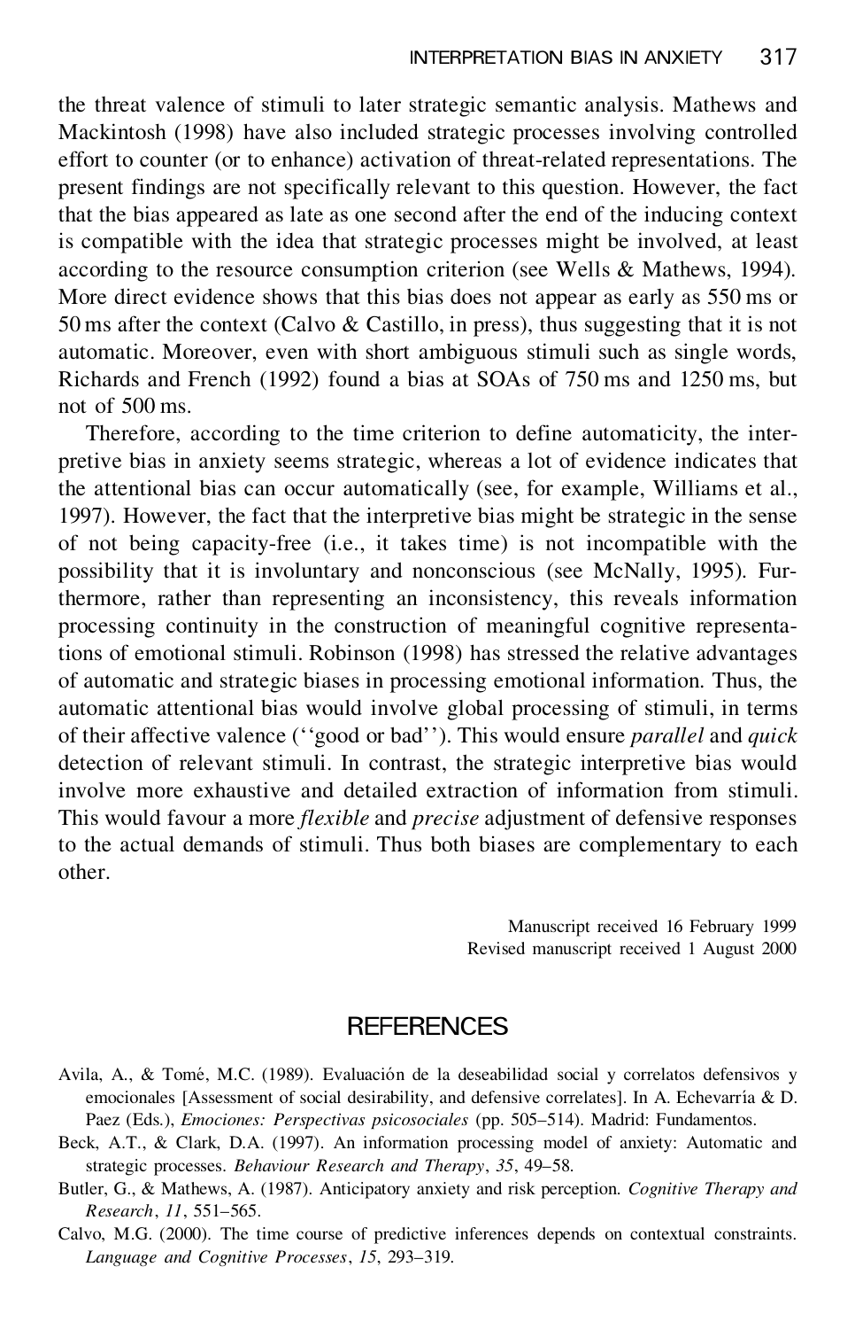the threat valence of stimuli to later strategic semantic analysis. Mathews and Mackintosh (1998) have also included strategic processes involving controlled effort to counter (or to enhance) activation of threat-related representations. The present findings are not specifically relevant to this question. However, the fact that the bias appeared as late as one second after the end of the inducing context is compatible with the idea that strategic processes might be involved, at least according to the resource consumption criterion (see Wells & Mathews, 1994). More direct evidence shows that this bias does not appear as early as 550 ms or 50 ms after the context (Calvo & Castillo, in press), thus suggesting that it is not automatic. Moreover, even with short ambiguous stimuli such as single words, Richards and French (1992) found a bias at SOAs of 750 ms and 1250 ms, but not of 500 ms.

Therefore, according to the time criterion to define automaticity, the interpretive bias in anxiety seems strategic, whereas a lot of evidence indicates that the attentional bias can occur automatically (see, for example, Williams et al., 1997). However, the fact that the interpretive bias might be strategic in the sense of not being capacity-free (i.e., it takes time) is not incompatible with the possibility that it is involuntary and nonconscious (see McNally, 1995). Furthermore, rather than representing an inconsistency, this reveals information processing continuity in the construction of meaningful cognitive representations of emotional stimuli. Robinson (1998) has stressed the relative advantages of automatic and strategic biases in processing emotional information. Thus, the automatic attentional bias would involve global processing of stimuli, in terms of their affective valence (''good or bad''). This would ensure *parallel* and *quick* detection of relevant stimuli. In contrast, the strategic interpretive bias would involve more exhaustive and detailed extraction of information from stimuli. This would favour a more *flexible* and *precise* adjustment of defensive responses to the actual demands of stimuli. Thus both biases are complementary to each other.

Manuscript received 16 February 1999
Revised manuscript received 1 August 2000

## REFERENCES

Avila, A., & Tomé, M.C. (1989). Evaluación de la deseabilidad social y correlatos defensivos y emocionales [Assessment of social desirability, and defensive correlates]. In A. Echevarría & D. Paez (Eds.), *Emociones: Perspectivas psicosociales* (pp. 505–514). Madrid: Fundamentos.

Beck, A.T., & Clark, D.A. (1997). An information processing model of anxiety: Automatic and strategic processes. *Behaviour Research and Therapy*, *35*, 49–58.

Butler, G., & Mathews, A. (1987). Anticipatory anxiety and risk perception. *Cognitive Therapy and Research*, *11*, 551–565.

Calvo, M.G. (2000). The time course of predictive inferences depends on contextual constraints. *Language and Cognitive Processes*, *15*, 293–319.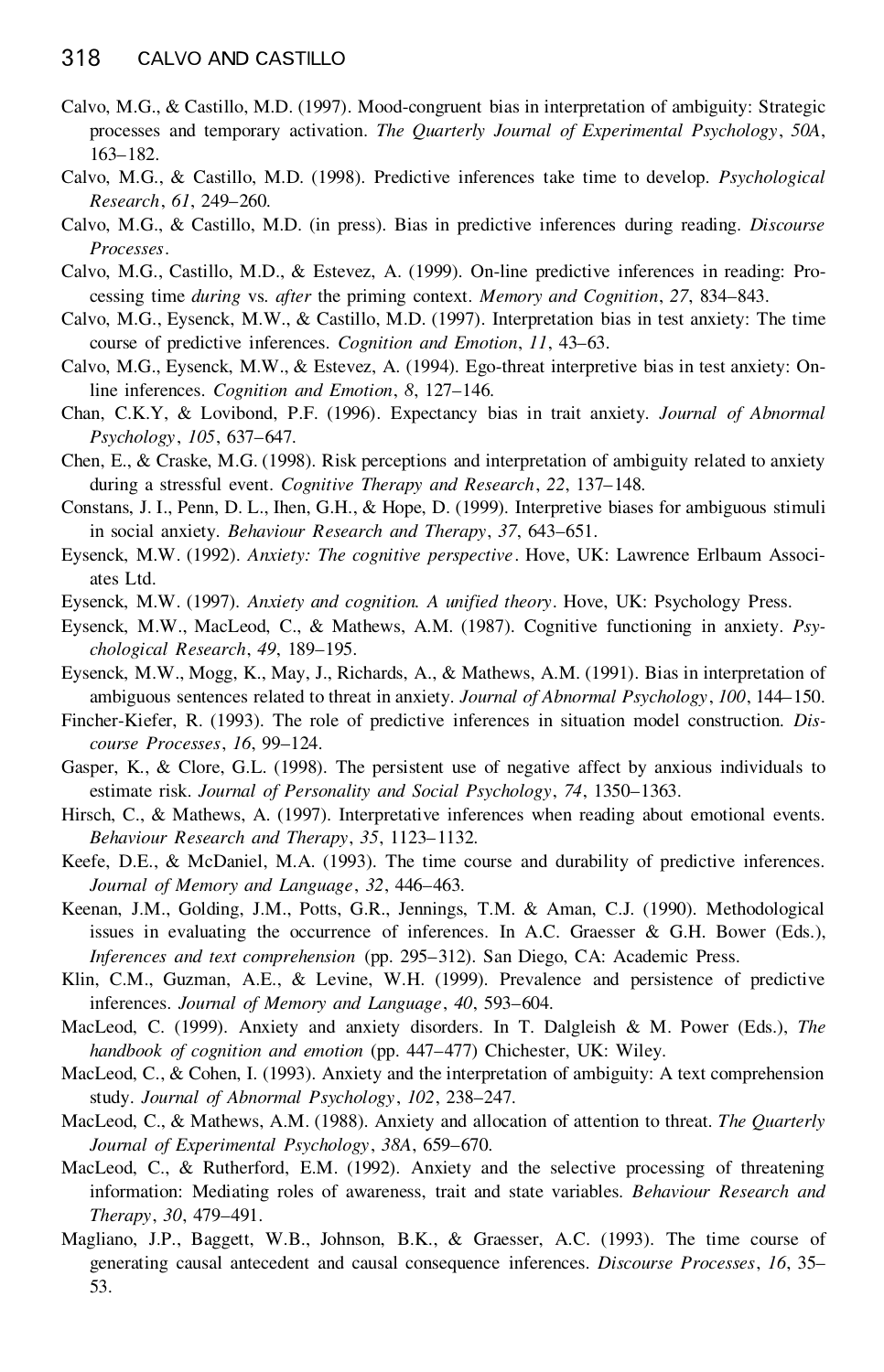Calvo, M.G., & Castillo, M.D. (1997). Mood-congruent bias in interpretation of ambiguity: Strategic processes and temporary activation. *The Quarterly Journal of Experimental Psychology*, *50A*, 163–182.

Calvo, M.G., & Castillo, M.D. (1998). Predictive inferences take time to develop. *Psychological Research*, *61*, 249–260.

Calvo, M.G., & Castillo, M.D. (in press). Bias in predictive inferences during reading. *Discourse Processes*.

Calvo, M.G., Castillo, M.D., & Estevez, A. (1999). On-line predictive inferences in reading: Processing time *during* vs. *after* the priming context. *Memory and Cognition*, *27*, 834–843.

Calvo, M.G., Eysenck, M.W., & Castillo, M.D. (1997). Interpretation bias in test anxiety: The time course of predictive inferences. *Cognition and Emotion*, *11*, 43–63.

Calvo, M.G., Eysenck, M.W., & Estevez, A. (1994). Ego-threat interpretive bias in test anxiety: On-line inferences. *Cognition and Emotion*, *8*, 127–146.

Chan, C.K.Y, & Lovibond, P.F. (1996). Expectancy bias in trait anxiety. *Journal of Abnormal Psychology*, *105*, 637–647.

Chen, E., & Craske, M.G. (1998). Risk perceptions and interpretation of ambiguity related to anxiety during a stressful event. *Cognitive Therapy and Research*, *22*, 137–148.

Constans, J. I., Penn, D. L., Ihen, G.H., & Hope, D. (1999). Interpretive biases for ambiguous stimuli in social anxiety. *Behaviour Research and Therapy*, *37*, 643–651.

Eysenck, M.W. (1992). *Anxiety: The cognitive perspective*. Hove, UK: Lawrence Erlbaum Associates Ltd.

Eysenck, M.W. (1997). *Anxiety and cognition. A unified theory*. Hove, UK: Psychology Press.

Eysenck, M.W., MacLeod, C., & Mathews, A.M. (1987). Cognitive functioning in anxiety. *Psychological Research*, *49*, 189–195.

Eysenck, M.W., Mogg, K., May, J., Richards, A., & Mathews, A.M. (1991). Bias in interpretation of ambiguous sentences related to threat in anxiety. *Journal of Abnormal Psychology*, *100*, 144–150.

Fincher-Kiefer, R. (1993). The role of predictive inferences in situation model construction. *Discourse Processes*, *16*, 99–124.

Gasper, K., & Clore, G.L. (1998). The persistent use of negative affect by anxious individuals to estimate risk. *Journal of Personality and Social Psychology*, *74*, 1350–1363.

Hirsch, C., & Mathews, A. (1997). Interpretative inferences when reading about emotional events. *Behaviour Research and Therapy*, *35*, 1123–1132.

Keefe, D.E., & McDaniel, M.A. (1993). The time course and durability of predictive inferences. *Journal of Memory and Language*, *32*, 446–463.

Keenan, J.M., Golding, J.M., Potts, G.R., Jennings, T.M. & Aman, C.J. (1990). Methodological issues in evaluating the occurrence of inferences. In A.C. Graesser & G.H. Bower (Eds.), *Inferences and text comprehension* (pp. 295–312). San Diego, CA: Academic Press.

Klin, C.M., Guzman, A.E., & Levine, W.H. (1999). Prevalence and persistence of predictive inferences. *Journal of Memory and Language*, *40*, 593–604.

MacLeod, C. (1999). Anxiety and anxiety disorders. In T. Dalgleish & M. Power (Eds.), *The handbook of cognition and emotion* (pp. 447–477) Chichester, UK: Wiley.

MacLeod, C., & Cohen, I. (1993). Anxiety and the interpretation of ambiguity: A text comprehension study. *Journal of Abnormal Psychology*, *102*, 238–247.

MacLeod, C., & Mathews, A.M. (1988). Anxiety and allocation of attention to threat. *The Quarterly Journal of Experimental Psychology*, *38A*, 659–670.

MacLeod, C., & Rutherford, E.M. (1992). Anxiety and the selective processing of threatening information: Mediating roles of awareness, trait and state variables. *Behaviour Research and Therapy*, *30*, 479–491.

Magliano, J.P., Baggett, W.B., Johnson, B.K., & Graesser, A.C. (1993). The time course of generating causal antecedent and causal consequence inferences. *Discourse Processes*, *16*, 35–53.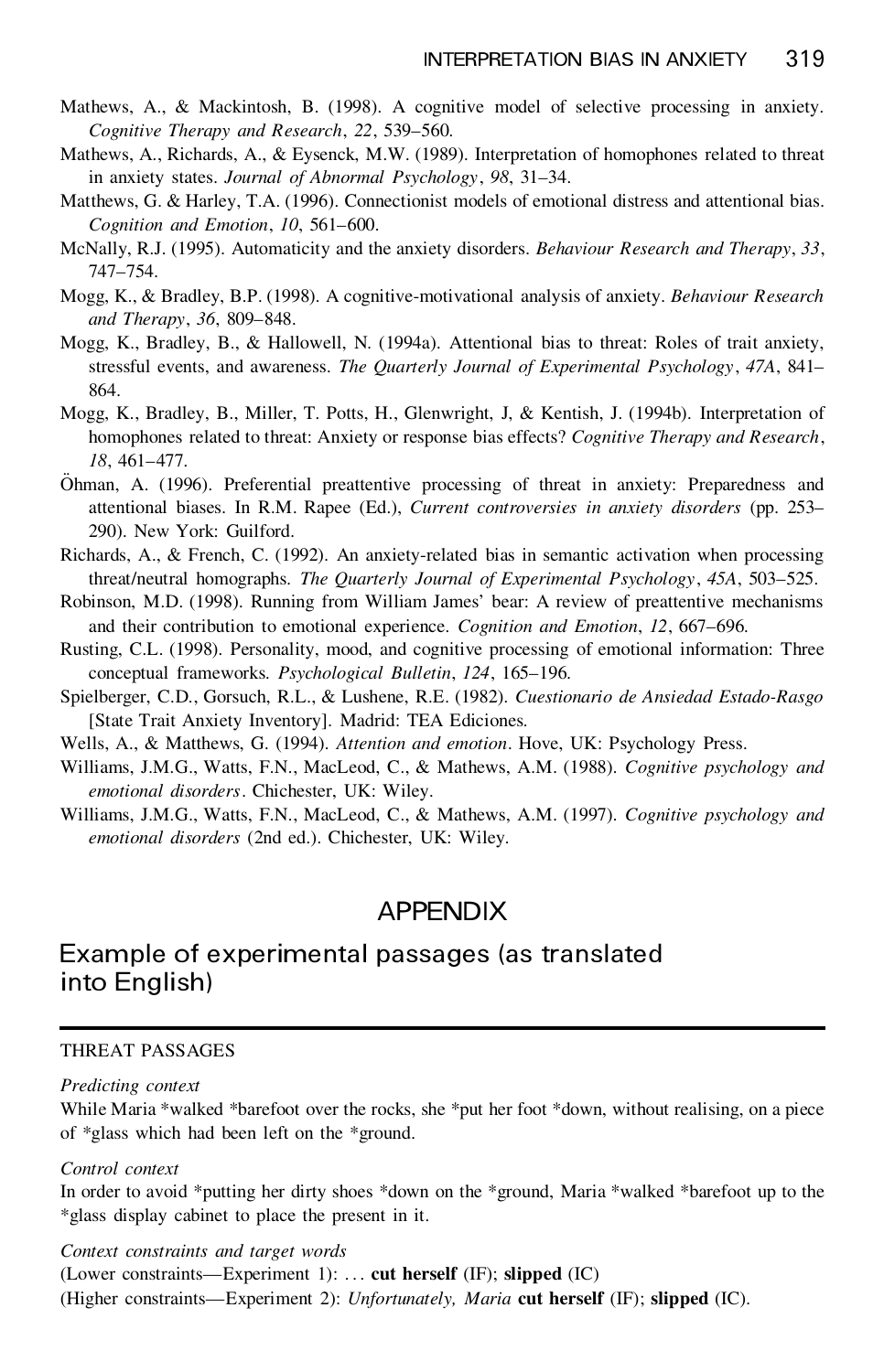Mathews, A., & Mackintosh, B. (1998). A cognitive model of selective processing in anxiety. *Cognitive Therapy and Research*, *22*, 539–560.

Mathews, A., Richards, A., & Eysenck, M.W. (1989). Interpretation of homophones related to threat in anxiety states. *Journal of Abnormal Psychology*, *98*, 31–34.

Matthews, G. & Harley, T.A. (1996). Connectionist models of emotional distress and attentional bias. *Cognition and Emotion*, *10*, 561–600.

McNally, R.J. (1995). Automaticity and the anxiety disorders. *Behaviour Research and Therapy*, *33*, 747–754.

Mogg, K., & Bradley, B.P. (1998). A cognitive-motivational analysis of anxiety. *Behaviour Research and Therapy*, *36*, 809–848.

Mogg, K., Bradley, B., & Hallowell, N. (1994a). Attentional bias to threat: Roles of trait anxiety, stressful events, and awareness. *The Quarterly Journal of Experimental Psychology*, *47A*, 841–864.

Mogg, K., Bradley, B., Miller, T. Potts, H., Glenwright, J, & Kentish, J. (1994b). Interpretation of homophones related to threat: Anxiety or response bias effects? *Cognitive Therapy and Research*, *18*, 461–477.

Öhman, A. (1996). Preferential preattentive processing of threat in anxiety: Preparedness and attentional biases. In R.M. Rapee (Ed.), *Current controversies in anxiety disorders* (pp. 253–290). New York: Guilford.

Richards, A., & French, C. (1992). An anxiety-related bias in semantic activation when processing threat/neutral homographs. *The Quarterly Journal of Experimental Psychology*, *45A*, 503–525.

Robinson, M.D. (1998). Running from William James' bear: A review of preattentive mechanisms and their contribution to emotional experience. *Cognition and Emotion*, *12*, 667–696.

Rusting, C.L. (1998). Personality, mood, and cognitive processing of emotional information: Three conceptual frameworks. *Psychological Bulletin*, *124*, 165–196.

Spielberger, C.D., Gorsuch, R.L., & Lushene, R.E. (1982). *Cuestionario de Ansiedad Estado-Rasgo* [State Trait Anxiety Inventory]. Madrid: TEA Ediciones.

Wells, A., & Matthews, G. (1994). *Attention and emotion*. Hove, UK: Psychology Press.

Williams, J.M.G., Watts, F.N., MacLeod, C., & Mathews, A.M. (1988). *Cognitive psychology and emotional disorders*. Chichester, UK: Wiley.

Williams, J.M.G., Watts, F.N., MacLeod, C., & Mathews, A.M. (1997). *Cognitive psychology and emotional disorders* (2nd ed.). Chichester, UK: Wiley.

# APPENDIX

## Example of experimental passages (as translated into English)

THREAT PASSAGES

*Predicting context*

While Maria *walked *barefoot over the rocks, she *put her foot *down, without realising, on a piece of *glass which had been left on the *ground.

*Control context*

In order to avoid *putting her dirty shoes *down on the *ground, Maria *walked *barefoot up to the *glass display cabinet to place the present in it.

*Context constraints and target words*

(Lower constraints—Experiment 1): … **cut herself** (IF); **slipped** (IC)

(Higher constraints—Experiment 2): *Unfortunately, Maria* **cut herself** (IF); **slipped** (IC).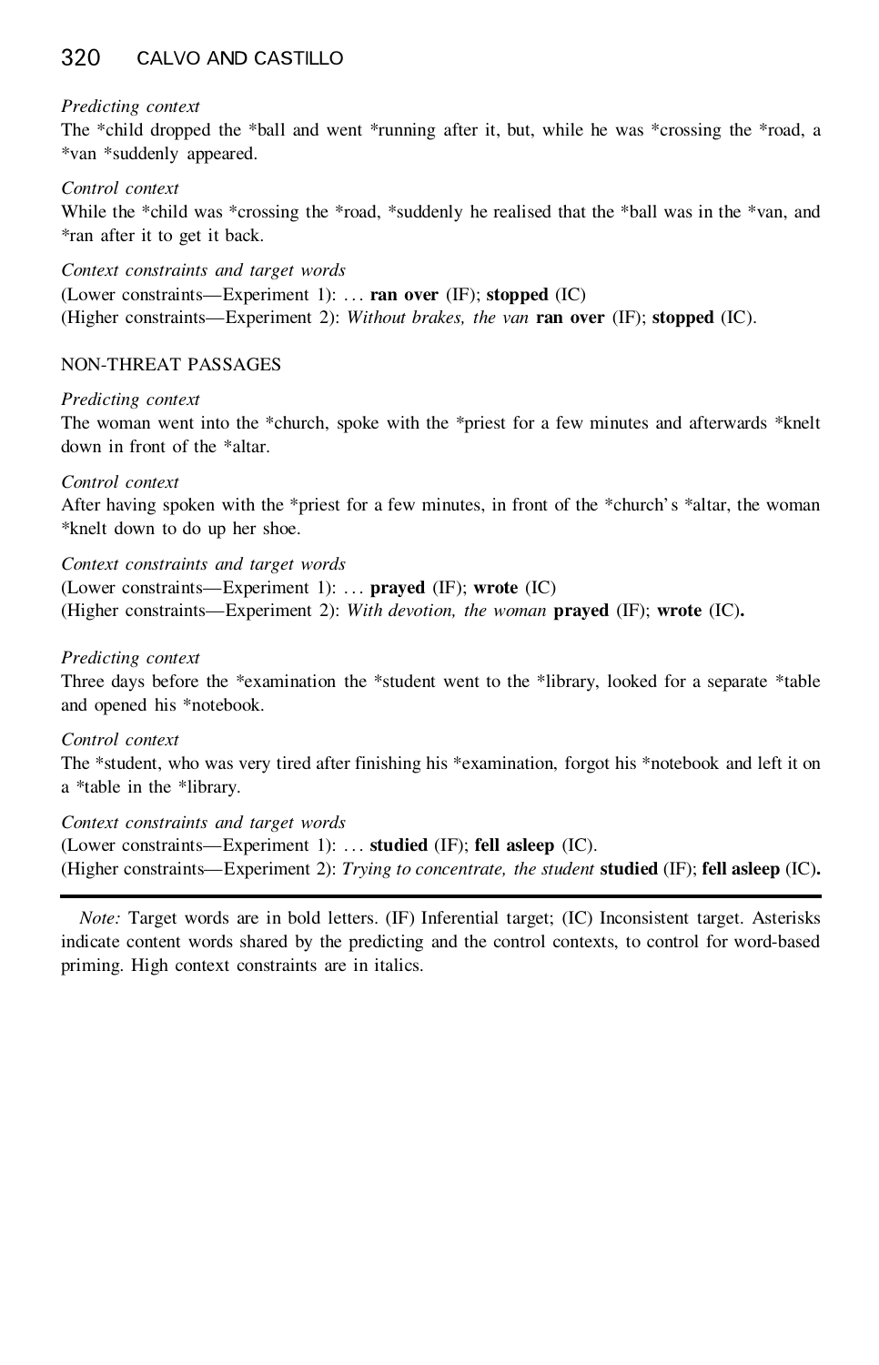*Predicting context*
The *child dropped the *ball and went *running after it, but, while he was *crossing the *road, a *van *suddenly appeared.

*Control context*
While the *child was *crossing the *road, *suddenly he realised that the *ball was in the *van, and *ran after it to get it back.

*Context constraints and target words*
(Lower constraints—Experiment 1): … **ran over** (IF); **stopped** (IC)
(Higher constraints—Experiment 2): *Without brakes, the van* **ran over** (IF); **stopped** (IC).

NON-THREAT PASSAGES

*Predicting context*
The woman went into the *church, spoke with the *priest for a few minutes and afterwards *knelt down in front of the *altar.

*Control context*
After having spoken with the *priest for a few minutes, in front of the *church's *altar, the woman *knelt down to do up her shoe.

*Context constraints and target words*
(Lower constraints—Experiment 1): … **prayed** (IF); **wrote** (IC)
(Higher constraints—Experiment 2): *With devotion, the woman* **prayed** (IF); **wrote** (IC)**.**

*Predicting context*
Three days before the *examination the *student went to the *library, looked for a separate *table and opened his *notebook.

*Control context*
The *student, who was very tired after finishing his *examination, forgot his *notebook and left it on a *table in the *library.

*Context constraints and target words*
(Lower constraints—Experiment 1): … **studied** (IF); **fell asleep** (IC).
(Higher constraints—Experiment 2): *Trying to concentrate, the student* **studied** (IF); **fell asleep** (IC)**.**

*Note:* Target words are in bold letters. (IF) Inferential target; (IC) Inconsistent target. Asterisks indicate content words shared by the predicting and the control contexts, to control for word-based priming. High context constraints are in italics.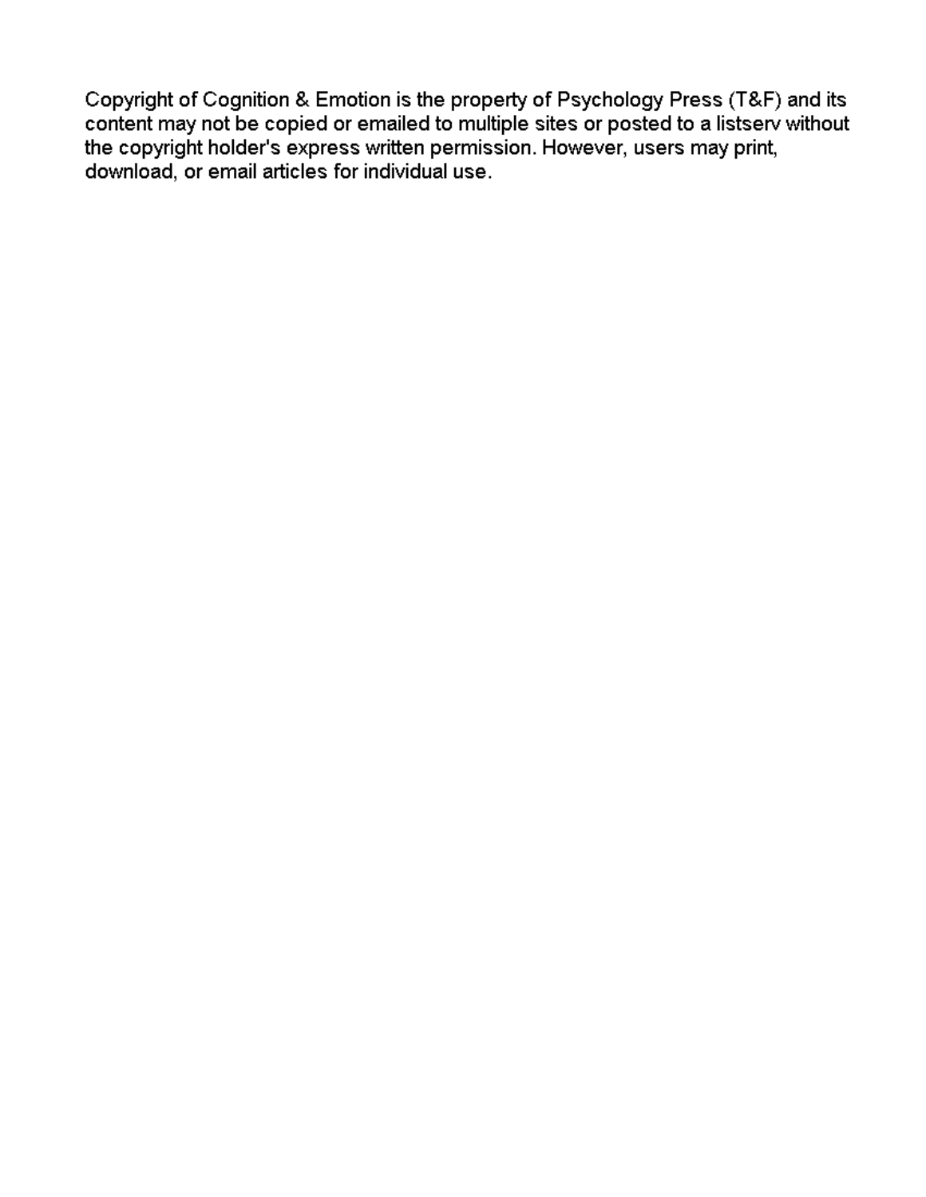Copyright of Cognition & Emotion is the property of Psychology Press (T&F) and its content may not be copied or emailed to multiple sites or posted to a listserv without the copyright holder's express written permission. However, users may print, download, or email articles for individual use.